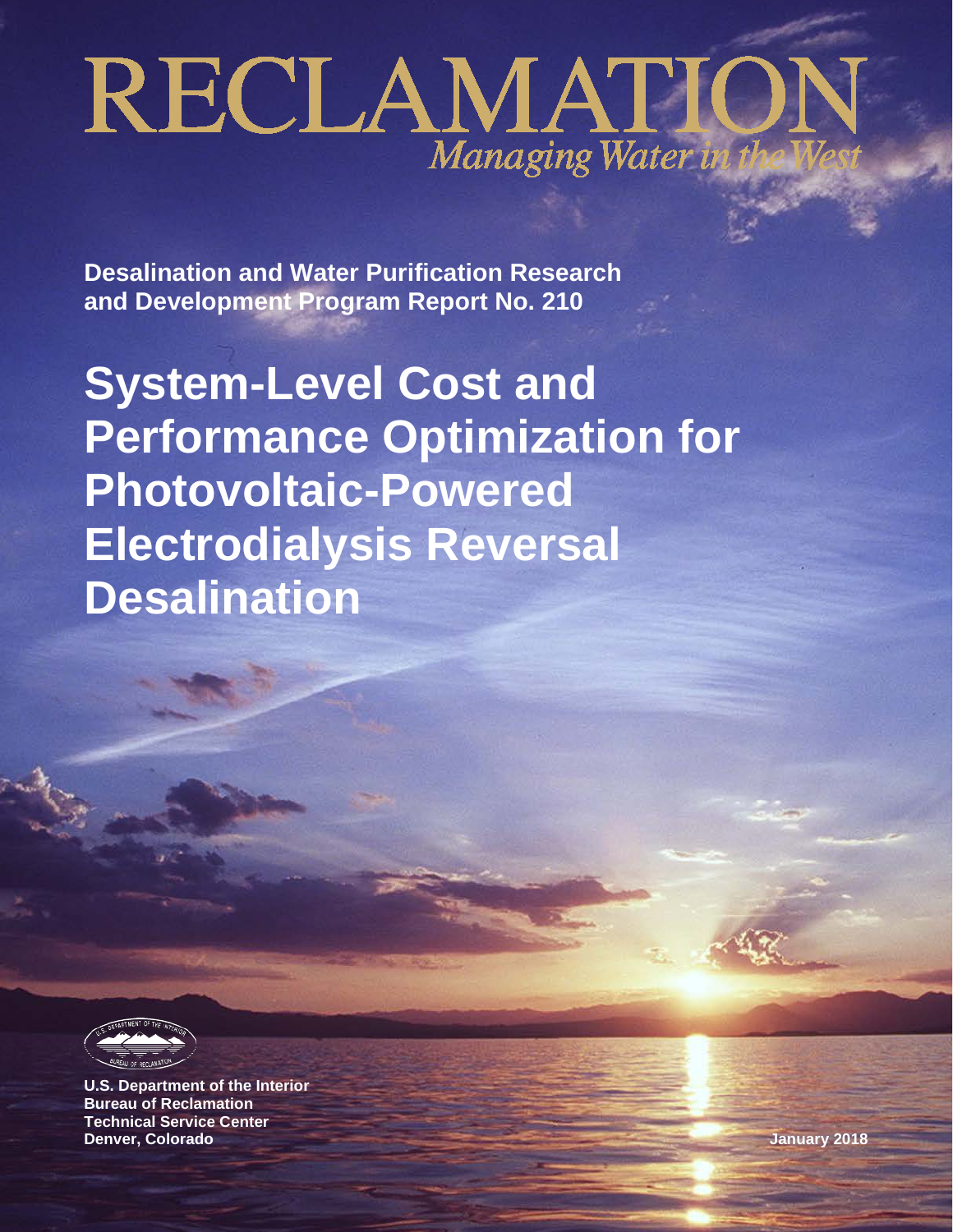# RECLAMATION

*Managing Water in the West*

**Desalination and Water Purification Research and Development Program Report No. 210**

# System-Level Cost and Performance Optimization for Photovoltaic-Powered Electrodialysis Reversal Desalination

**U.S. Department of the Interior**
**Bureau of Reclamation**
**Technical Service Center**
**Denver, Colorado**

**January 2018**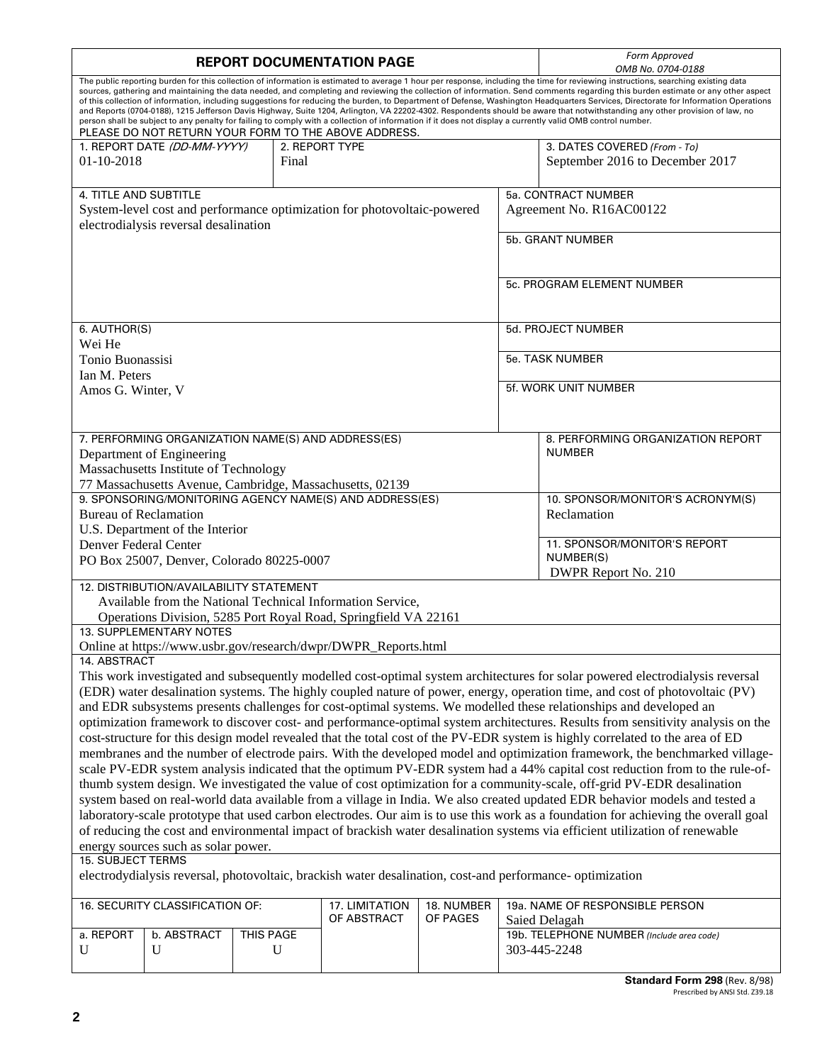# REPORT DOCUMENTATION PAGE

*Form Approved*
*OMB No. 0704-0188*

The public reporting burden for this collection of information is estimated to average 1 hour per response, including the time for reviewing instructions, searching existing data sources, gathering and maintaining the data needed, and completing and reviewing the collection of information. Send comments regarding this burden estimate or any other aspect of this collection of information, including suggestions for reducing the burden, to Department of Defense, Washington Headquarters Services, Directorate for Information Operations and Reports (0704-0188), 1215 Jefferson Davis Highway, Suite 1204, Arlington, VA 22202-4302. Respondents should be aware that notwithstanding any other provision of law, no person shall be subject to any penalty for failing to comply with a collection of information if it does not display a currently valid OMB control number.

PLEASE DO NOT RETURN YOUR FORM TO THE ABOVE ADDRESS.

| 1. REPORT DATE *(DD-MM-YYYY)* | 2. REPORT TYPE | 3. DATES COVERED *(From - To)* |
|---|---|---|
| 01-10-2018 | Final | September 2016 to December 2017 |

| 4. TITLE AND SUBTITLE | 5a. CONTRACT NUMBER |
|---|---|
| System-level cost and performance optimization for photovoltaic-powered electrodialysis reversal desalination | Agreement No. R16AC00122 |
| | 5b. GRANT NUMBER |
| | 5c. PROGRAM ELEMENT NUMBER |

| 6. AUTHOR(S) | 5d. PROJECT NUMBER |
|---|---|
| Wei He<br>Tonio Buonassisi<br>Ian M. Peters<br>Amos G. Winter, V | 5e. TASK NUMBER<br>5f. WORK UNIT NUMBER |

| 7. PERFORMING ORGANIZATION NAME(S) AND ADDRESS(ES) | 8. PERFORMING ORGANIZATION REPORT NUMBER |
|---|---|
| Department of Engineering<br>Massachusetts Institute of Technology<br>77 Massachusetts Avenue, Cambridge, Massachusetts, 02139 | |

| 9. SPONSORING/MONITORING AGENCY NAME(S) AND ADDRESS(ES) | 10. SPONSOR/MONITOR'S ACRONYM(S) |
|---|---|
| Bureau of Reclamation<br>U.S. Department of the Interior<br>Denver Federal Center<br>PO Box 25007, Denver, Colorado 80225-0007 | Reclamation |
| | 11. SPONSOR/MONITOR'S REPORT NUMBER(S)<br>DWPR Report No. 210 |

**12. DISTRIBUTION/AVAILABILITY STATEMENT**

Available from the National Technical Information Service,
Operations Division, 5285 Port Royal Road, Springfield VA 22161

**13. SUPPLEMENTARY NOTES**

Online at https://www.usbr.gov/research/dwpr/DWPR_Reports.html

**14. ABSTRACT**

This work investigated and subsequently modelled cost-optimal system architectures for solar powered electrodialysis reversal (EDR) water desalination systems. The highly coupled nature of power, energy, operation time, and cost of photovoltaic (PV) and EDR subsystems presents challenges for cost-optimal systems. We modelled these relationships and developed an optimization framework to discover cost- and performance-optimal system architectures. Results from sensitivity analysis on the cost-structure for this design model revealed that the total cost of the PV-EDR system is highly correlated to the area of ED membranes and the number of electrode pairs. With the developed model and optimization framework, the benchmarked village-scale PV-EDR system analysis indicated that the optimum PV-EDR system had a 44% capital cost reduction from to the rule-of-thumb system design. We investigated the value of cost optimization for a community-scale, off-grid PV-EDR desalination system based on real-world data available from a village in India. We also created updated EDR behavior models and tested a laboratory-scale prototype that used carbon electrodes. Our aim is to use this work as a foundation for achieving the overall goal of reducing the cost and environmental impact of brackish water desalination systems via efficient utilization of renewable energy sources such as solar power.

**15. SUBJECT TERMS**

electrodydialysis reversal, photovoltaic, brackish water desalination, cost-and performance- optimization

| 16. SECURITY CLASSIFICATION OF: | | | 17. LIMITATION OF ABSTRACT | 18. NUMBER OF PAGES | 19a. NAME OF RESPONSIBLE PERSON |
|---|---|---|---|---|---|
| a. REPORT | b. ABSTRACT | THIS PAGE | | | Saied Delagah |
| U | U | U | | | 19b. TELEPHONE NUMBER *(Include area code)*<br>303-445-2248 |

**Standard Form 298** (Rev. 8/98)
Prescribed by ANSI Std. Z39.18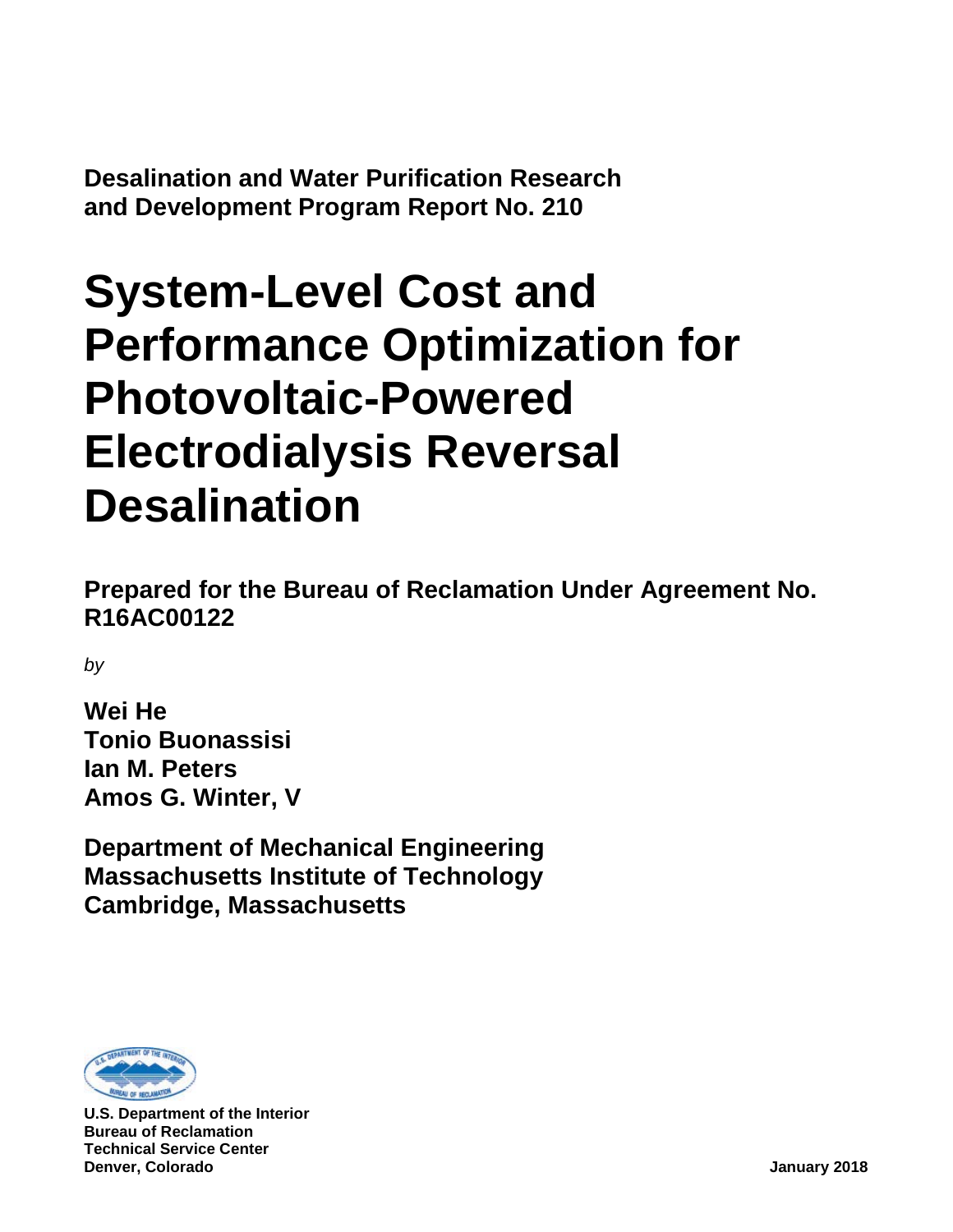**Desalination and Water Purification Research and Development Program Report No. 210**

# System-Level Cost and Performance Optimization for Photovoltaic-Powered Electrodialysis Reversal Desalination

**Prepared for the Bureau of Reclamation Under Agreement No. R16AC00122**

*by*

**Wei He**
**Tonio Buonassisi**
**Ian M. Peters**
**Amos G. Winter, V**

**Department of Mechanical Engineering**
**Massachusetts Institute of Technology**
**Cambridge, Massachusetts**

**U.S. Department of the Interior**
**Bureau of Reclamation**
**Technical Service Center**
**Denver, Colorado**

**January 2018**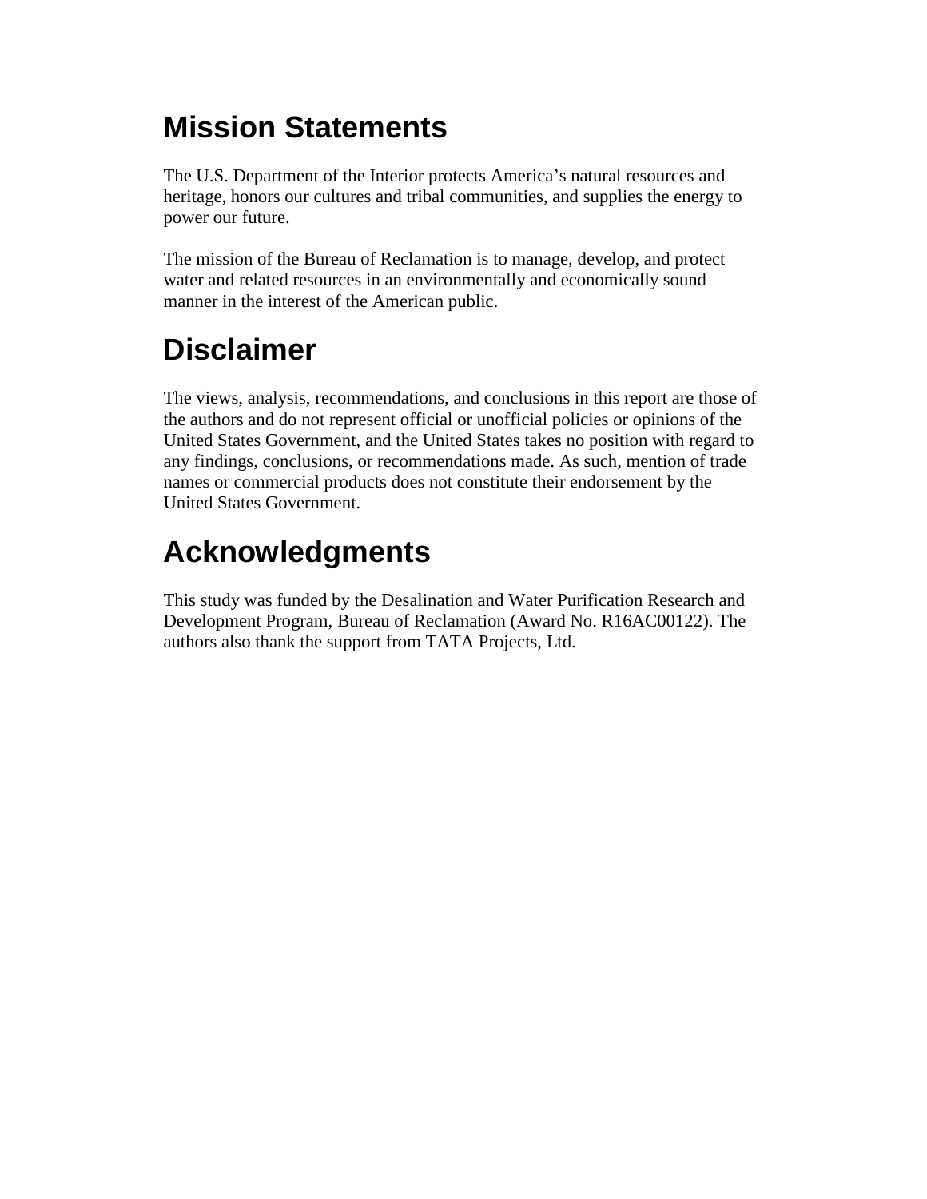# Mission Statements

The U.S. Department of the Interior protects America's natural resources and heritage, honors our cultures and tribal communities, and supplies the energy to power our future.

The mission of the Bureau of Reclamation is to manage, develop, and protect water and related resources in an environmentally and economically sound manner in the interest of the American public.

# Disclaimer

The views, analysis, recommendations, and conclusions in this report are those of the authors and do not represent official or unofficial policies or opinions of the United States Government, and the United States takes no position with regard to any findings, conclusions, or recommendations made. As such, mention of trade names or commercial products does not constitute their endorsement by the United States Government.

# Acknowledgments

This study was funded by the Desalination and Water Purification Research and Development Program, Bureau of Reclamation (Award No. R16AC00122). The authors also thank the support from TATA Projects, Ltd.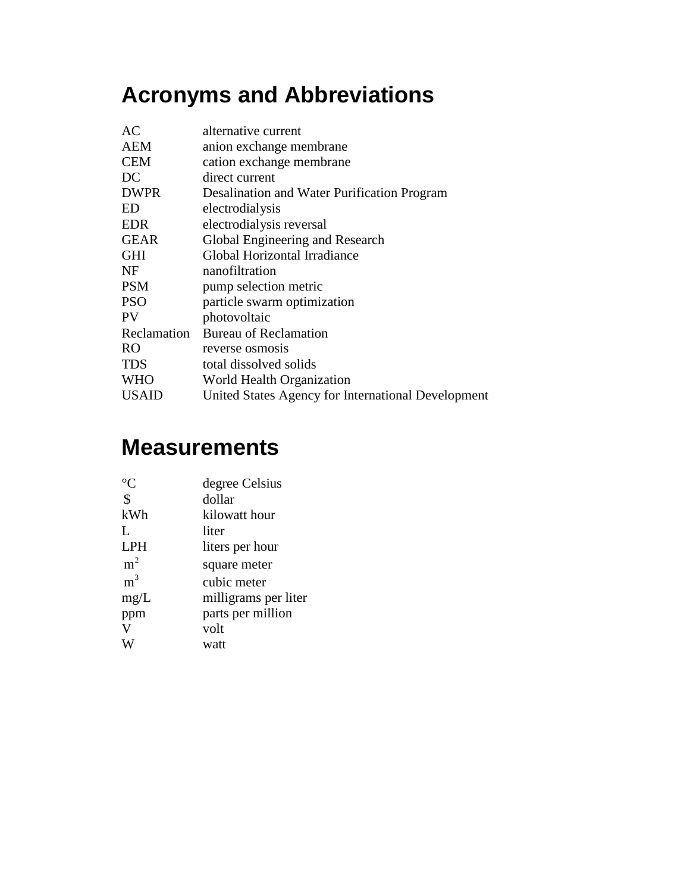# Acronyms and Abbreviations

| | |
|---|---|
| AC | alternative current |
| AEM | anion exchange membrane |
| CEM | cation exchange membrane |
| DC | direct current |
| DWPR | Desalination and Water Purification Program |
| ED | electrodialysis |
| EDR | electrodialysis reversal |
| GEAR | Global Engineering and Research |
| GHI | Global Horizontal Irradiance |
| NF | nanofiltration |
| PSM | pump selection metric |
| PSO | particle swarm optimization |
| PV | photovoltaic |
| Reclamation | Bureau of Reclamation |
| RO | reverse osmosis |
| TDS | total dissolved solids |
| WHO | World Health Organization |
| USAID | United States Agency for International Development |

# Measurements

| | |
|---|---|
| °C | degree Celsius |
| $ | dollar |
| kWh | kilowatt hour |
| L | liter |
| LPH | liters per hour |
| $m^2$ | square meter |
| $m^3$ | cubic meter |
| mg/L | milligrams per liter |
| ppm | parts per million |
| V | volt |
| W | watt |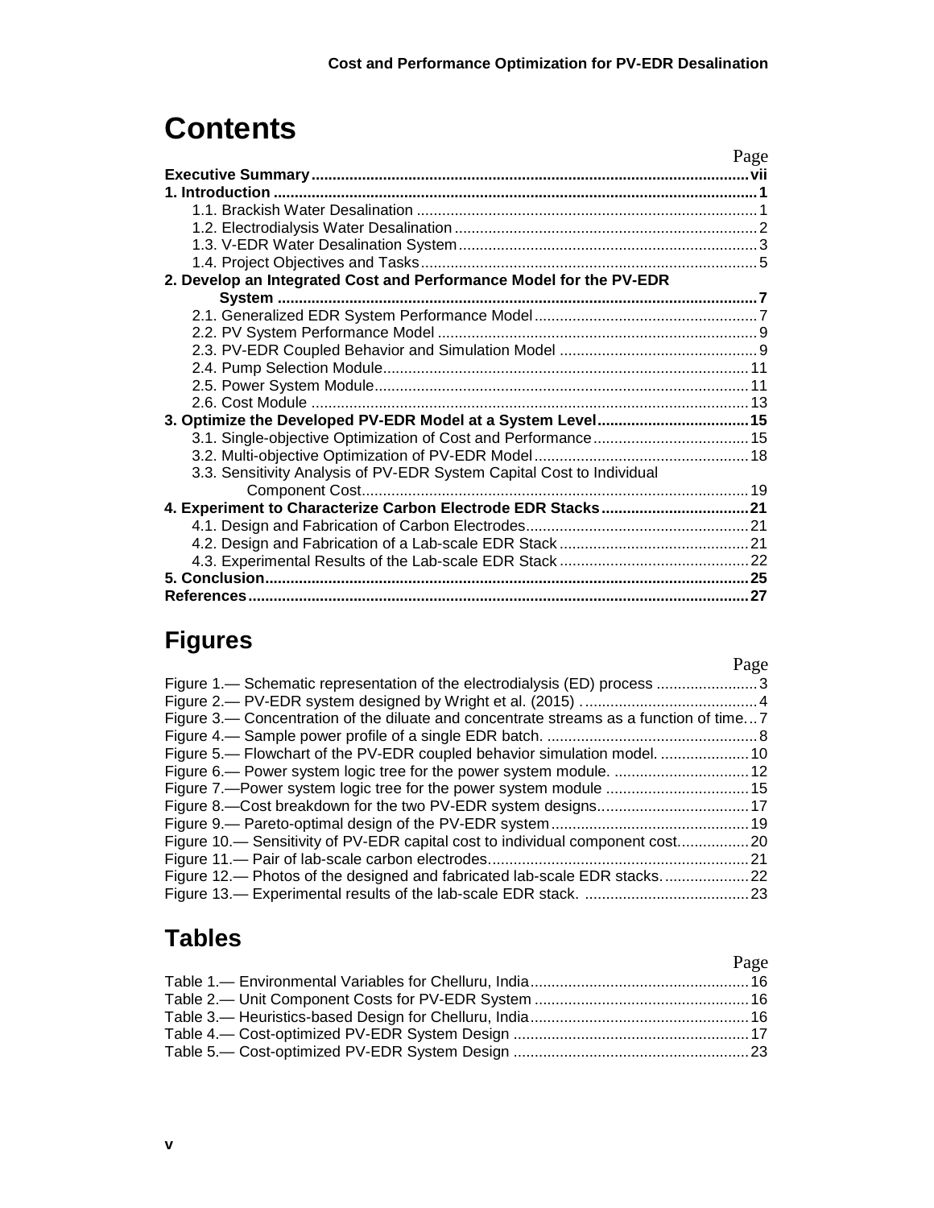# Contents

| | Page |
|---|---|
| **Executive Summary** | **vii** |
| **1. Introduction** | **1** |
| 1.1. Brackish Water Desalination | 1 |
| 1.2. Electrodialysis Water Desalination | 2 |
| 1.3. V-EDR Water Desalination System | 3 |
| 1.4. Project Objectives and Tasks | 5 |
| **2. Develop an Integrated Cost and Performance Model for the PV-EDR System** | **7** |
| 2.1. Generalized EDR System Performance Model | 7 |
| 2.2. PV System Performance Model | 9 |
| 2.3. PV-EDR Coupled Behavior and Simulation Model | 9 |
| 2.4. Pump Selection Module | 11 |
| 2.5. Power System Module | 11 |
| 2.6. Cost Module | 13 |
| **3. Optimize the Developed PV-EDR Model at a System Level** | **15** |
| 3.1. Single-objective Optimization of Cost and Performance | 15 |
| 3.2. Multi-objective Optimization of PV-EDR Model | 18 |
| 3.3. Sensitivity Analysis of PV-EDR System Capital Cost to Individual Component Cost | 19 |
| **4. Experiment to Characterize Carbon Electrode EDR Stacks** | **21** |
| 4.1. Design and Fabrication of Carbon Electrodes | 21 |
| 4.2. Design and Fabrication of a Lab-scale EDR Stack | 21 |
| 4.3. Experimental Results of the Lab-scale EDR Stack | 22 |
| **5. Conclusion** | **25** |
| **References** | **27** |

# Figures

| | Page |
|---|---|
| Figure 1.— Schematic representation of the electrodialysis (ED) process | 3 |
| Figure 2.— PV-EDR system designed by Wright et al. (2015) | 4 |
| Figure 3.— Concentration of the diluate and concentrate streams as a function of time | 7 |
| Figure 4.— Sample power profile of a single EDR batch. | 8 |
| Figure 5.— Flowchart of the PV-EDR coupled behavior simulation model. | 10 |
| Figure 6.— Power system logic tree for the power system module. | 12 |
| Figure 7.—Power system logic tree for the power system module | 15 |
| Figure 8.—Cost breakdown for the two PV-EDR system designs | 17 |
| Figure 9.— Pareto-optimal design of the PV-EDR system | 19 |
| Figure 10.— Sensitivity of PV-EDR capital cost to individual component cost. | 20 |
| Figure 11.— Pair of lab-scale carbon electrodes. | 21 |
| Figure 12.— Photos of the designed and fabricated lab-scale EDR stacks. | 22 |
| Figure 13.— Experimental results of the lab-scale EDR stack. | 23 |

# Tables

| | Page |
|---|---|
| Table 1.— Environmental Variables for Chelluru, India | 16 |
| Table 2.— Unit Component Costs for PV-EDR System | 16 |
| Table 3.— Heuristics-based Design for Chelluru, India | 16 |
| Table 4.— Cost-optimized PV-EDR System Design | 17 |
| Table 5.— Cost-optimized PV-EDR System Design | 23 |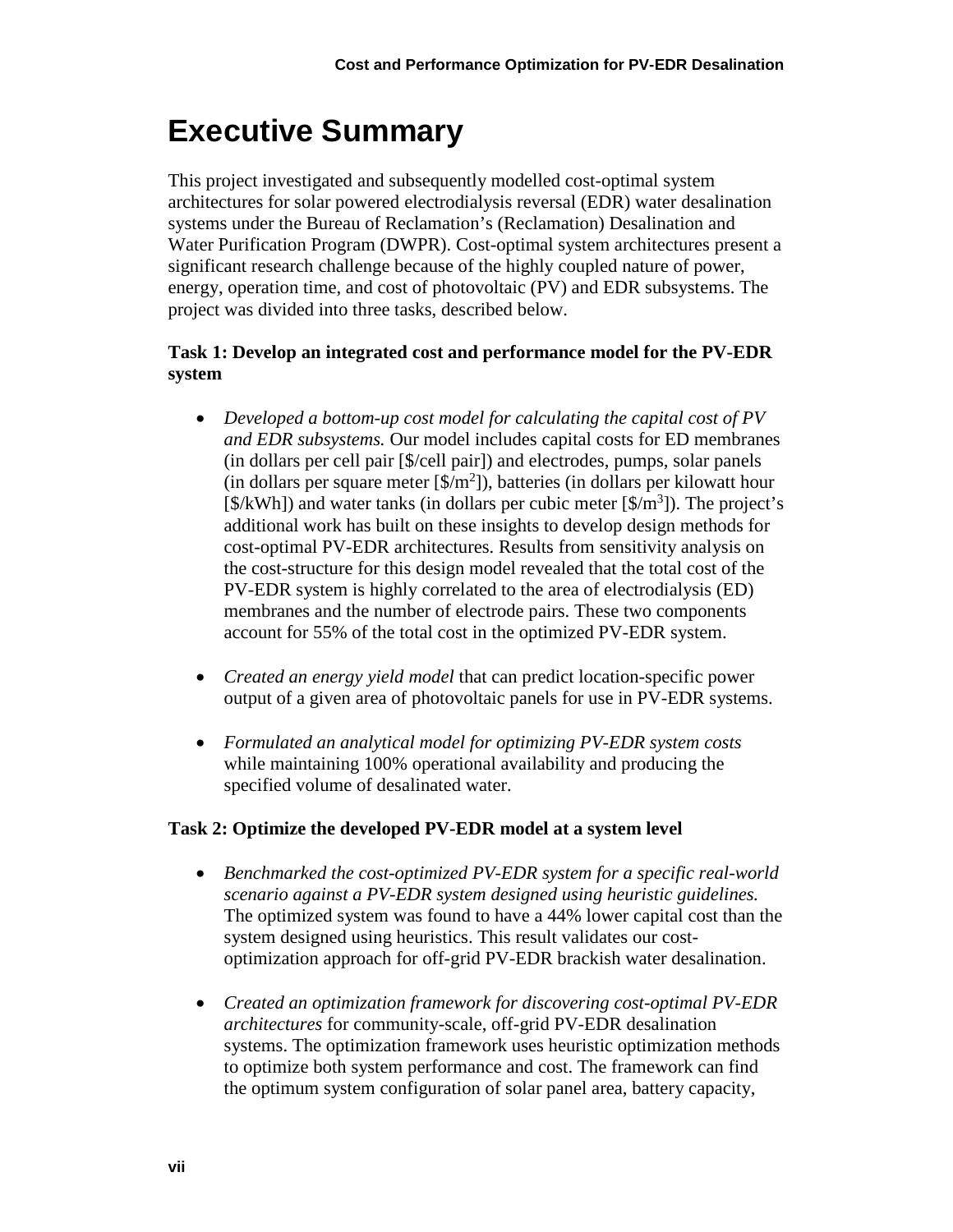# Executive Summary

This project investigated and subsequently modelled cost-optimal system architectures for solar powered electrodialysis reversal (EDR) water desalination systems under the Bureau of Reclamation's (Reclamation) Desalination and Water Purification Program (DWPR). Cost-optimal system architectures present a significant research challenge because of the highly coupled nature of power, energy, operation time, and cost of photovoltaic (PV) and EDR subsystems. The project was divided into three tasks, described below.

**Task 1: Develop an integrated cost and performance model for the PV-EDR system**

- *Developed a bottom-up cost model for calculating the capital cost of PV and EDR subsystems.* Our model includes capital costs for ED membranes (in dollars per cell pair [$/cell pair]) and electrodes, pumps, solar panels (in dollars per square meter [$/m$^2$]), batteries (in dollars per kilowatt hour [$/kWh]) and water tanks (in dollars per cubic meter [$/m$^3$]). The project's additional work has built on these insights to develop design methods for cost-optimal PV-EDR architectures. Results from sensitivity analysis on the cost-structure for this design model revealed that the total cost of the PV-EDR system is highly correlated to the area of electrodialysis (ED) membranes and the number of electrode pairs. These two components account for 55% of the total cost in the optimized PV-EDR system.

- *Created an energy yield model* that can predict location-specific power output of a given area of photovoltaic panels for use in PV-EDR systems.

- *Formulated an analytical model for optimizing PV-EDR system costs* while maintaining 100% operational availability and producing the specified volume of desalinated water.

**Task 2: Optimize the developed PV-EDR model at a system level**

- *Benchmarked the cost-optimized PV-EDR system for a specific real-world scenario against a PV-EDR system designed using heuristic guidelines.* The optimized system was found to have a 44% lower capital cost than the system designed using heuristics. This result validates our cost-optimization approach for off-grid PV-EDR brackish water desalination.

- *Created an optimization framework for discovering cost-optimal PV-EDR architectures* for community-scale, off-grid PV-EDR desalination systems. The optimization framework uses heuristic optimization methods to optimize both system performance and cost. The framework can find the optimum system configuration of solar panel area, battery capacity,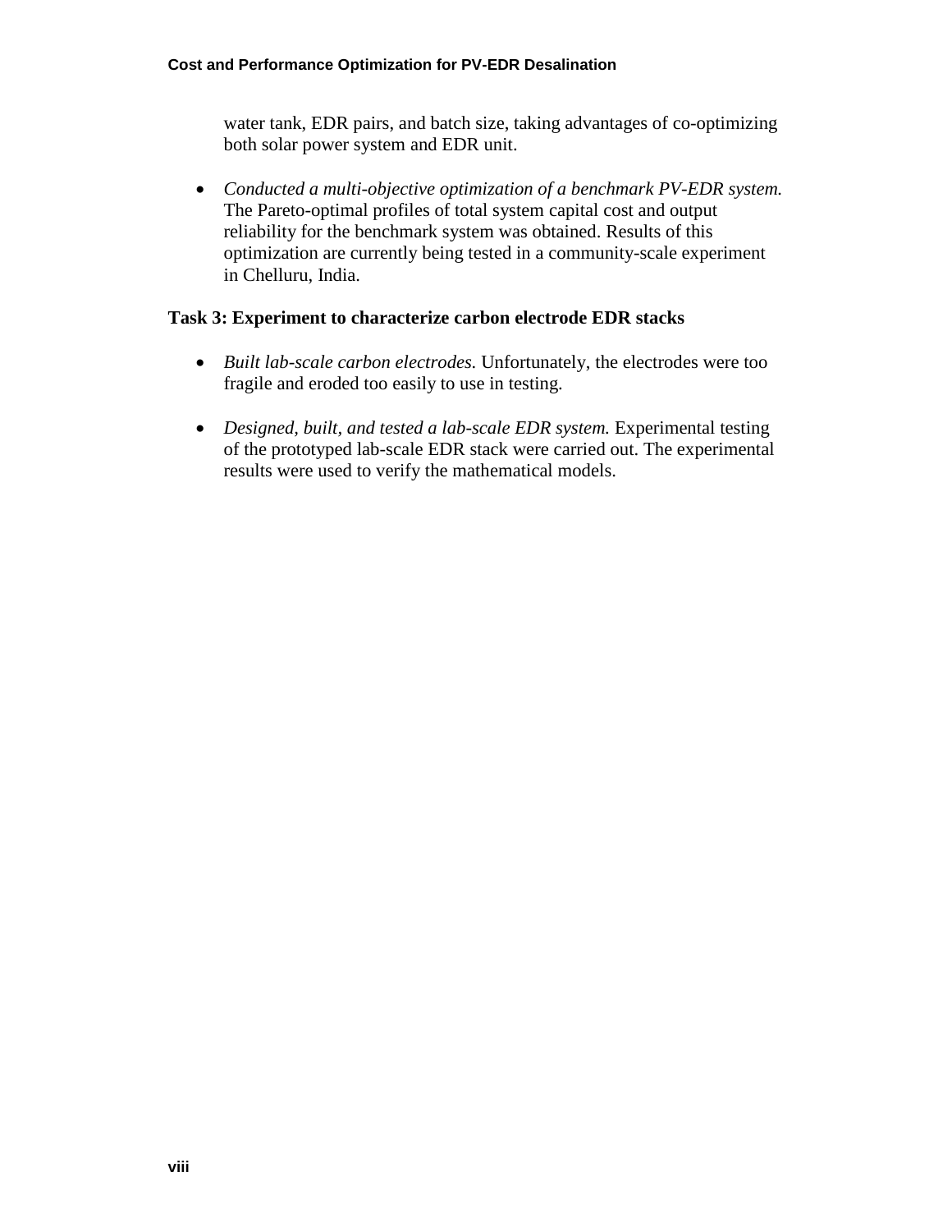water tank, EDR pairs, and batch size, taking advantages of co-optimizing both solar power system and EDR unit.

- *Conducted a multi-objective optimization of a benchmark PV-EDR system.* The Pareto-optimal profiles of total system capital cost and output reliability for the benchmark system was obtained. Results of this optimization are currently being tested in a community-scale experiment in Chelluru, India.

**Task 3: Experiment to characterize carbon electrode EDR stacks**

- *Built lab-scale carbon electrodes.* Unfortunately, the electrodes were too fragile and eroded too easily to use in testing.

- *Designed, built, and tested a lab-scale EDR system.* Experimental testing of the prototyped lab-scale EDR stack were carried out. The experimental results were used to verify the mathematical models.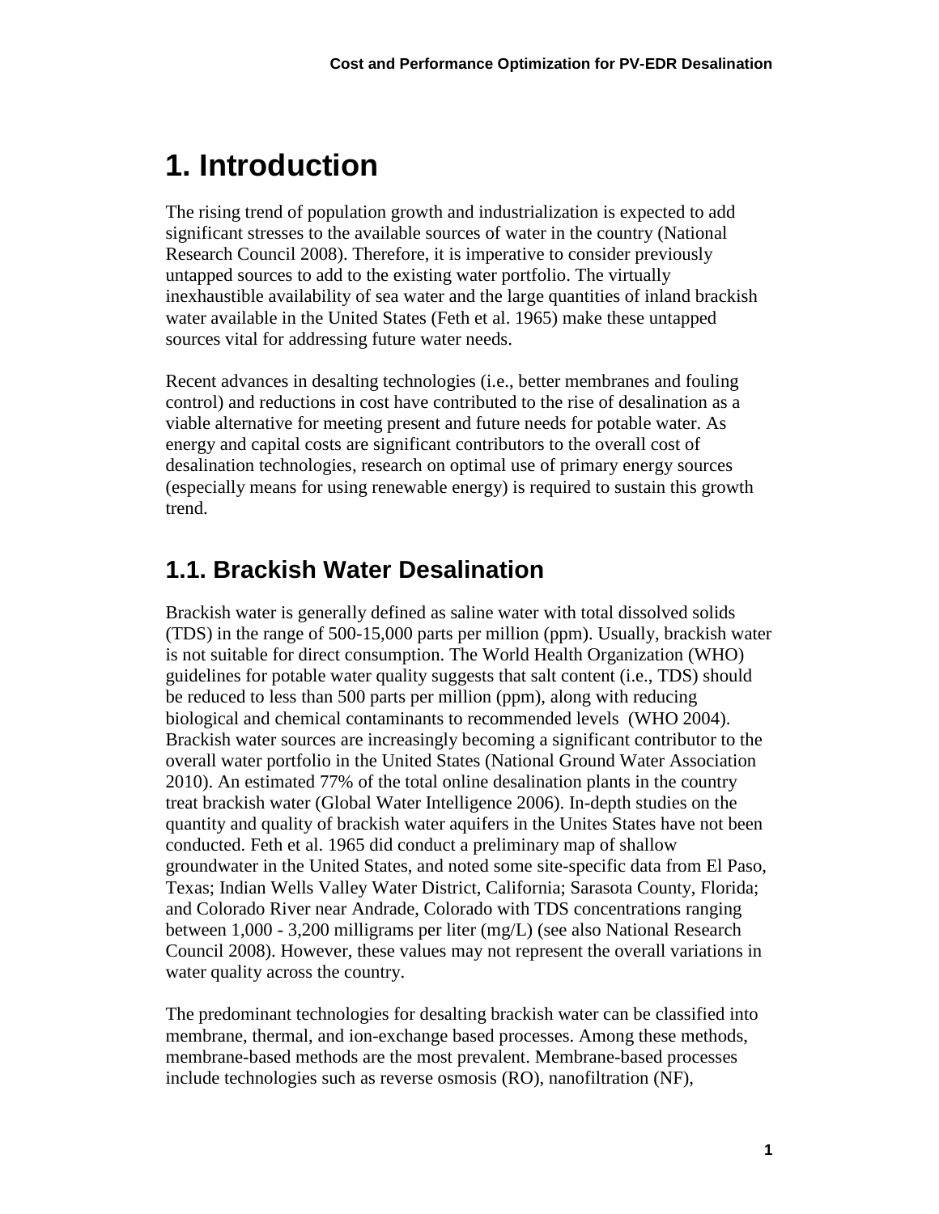# 1. Introduction

The rising trend of population growth and industrialization is expected to add significant stresses to the available sources of water in the country (National Research Council 2008). Therefore, it is imperative to consider previously untapped sources to add to the existing water portfolio. The virtually inexhaustible availability of sea water and the large quantities of inland brackish water available in the United States (Feth et al. 1965) make these untapped sources vital for addressing future water needs.

Recent advances in desalting technologies (i.e., better membranes and fouling control) and reductions in cost have contributed to the rise of desalination as a viable alternative for meeting present and future needs for potable water. As energy and capital costs are significant contributors to the overall cost of desalination technologies, research on optimal use of primary energy sources (especially means for using renewable energy) is required to sustain this growth trend.

## 1.1. Brackish Water Desalination

Brackish water is generally defined as saline water with total dissolved solids (TDS) in the range of 500-15,000 parts per million (ppm). Usually, brackish water is not suitable for direct consumption. The World Health Organization (WHO) guidelines for potable water quality suggests that salt content (i.e., TDS) should be reduced to less than 500 parts per million (ppm), along with reducing biological and chemical contaminants to recommended levels (WHO 2004). Brackish water sources are increasingly becoming a significant contributor to the overall water portfolio in the United States (National Ground Water Association 2010). An estimated 77% of the total online desalination plants in the country treat brackish water (Global Water Intelligence 2006). In-depth studies on the quantity and quality of brackish water aquifers in the Unites States have not been conducted. Feth et al. 1965 did conduct a preliminary map of shallow groundwater in the United States, and noted some site-specific data from El Paso, Texas; Indian Wells Valley Water District, California; Sarasota County, Florida; and Colorado River near Andrade, Colorado with TDS concentrations ranging between 1,000 - 3,200 milligrams per liter (mg/L) (see also National Research Council 2008). However, these values may not represent the overall variations in water quality across the country.

The predominant technologies for desalting brackish water can be classified into membrane, thermal, and ion-exchange based processes. Among these methods, membrane-based methods are the most prevalent. Membrane-based processes include technologies such as reverse osmosis (RO), nanofiltration (NF),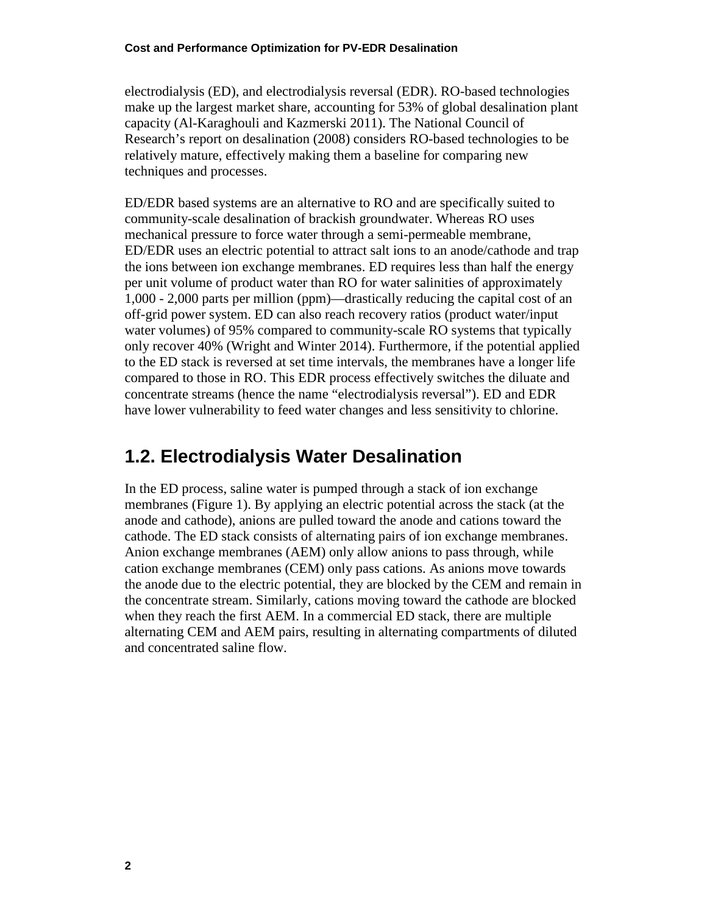electrodialysis (ED), and electrodialysis reversal (EDR). RO-based technologies make up the largest market share, accounting for 53% of global desalination plant capacity (Al-Karaghouli and Kazmerski 2011). The National Council of Research's report on desalination (2008) considers RO-based technologies to be relatively mature, effectively making them a baseline for comparing new techniques and processes.

ED/EDR based systems are an alternative to RO and are specifically suited to community-scale desalination of brackish groundwater. Whereas RO uses mechanical pressure to force water through a semi-permeable membrane, ED/EDR uses an electric potential to attract salt ions to an anode/cathode and trap the ions between ion exchange membranes. ED requires less than half the energy per unit volume of product water than RO for water salinities of approximately 1,000 - 2,000 parts per million (ppm)—drastically reducing the capital cost of an off-grid power system. ED can also reach recovery ratios (product water/input water volumes) of 95% compared to community-scale RO systems that typically only recover 40% (Wright and Winter 2014). Furthermore, if the potential applied to the ED stack is reversed at set time intervals, the membranes have a longer life compared to those in RO. This EDR process effectively switches the diluate and concentrate streams (hence the name "electrodialysis reversal"). ED and EDR have lower vulnerability to feed water changes and less sensitivity to chlorine.

## 1.2. Electrodialysis Water Desalination

In the ED process, saline water is pumped through a stack of ion exchange membranes (Figure 1). By applying an electric potential across the stack (at the anode and cathode), anions are pulled toward the anode and cations toward the cathode. The ED stack consists of alternating pairs of ion exchange membranes. Anion exchange membranes (AEM) only allow anions to pass through, while cation exchange membranes (CEM) only pass cations. As anions move towards the anode due to the electric potential, they are blocked by the CEM and remain in the concentrate stream. Similarly, cations moving toward the cathode are blocked when they reach the first AEM. In a commercial ED stack, there are multiple alternating CEM and AEM pairs, resulting in alternating compartments of diluted and concentrated saline flow.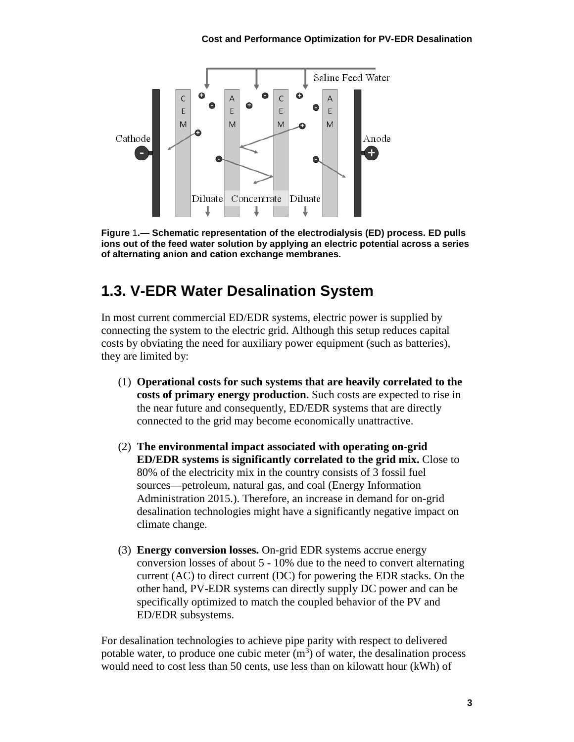**Figure 1.— Schematic representation of the electrodialysis (ED) process. ED pulls ions out of the feed water solution by applying an electric potential across a series of alternating anion and cation exchange membranes.**

## 1.3. V-EDR Water Desalination System

In most current commercial ED/EDR systems, electric power is supplied by connecting the system to the electric grid. Although this setup reduces capital costs by obviating the need for auxiliary power equipment (such as batteries), they are limited by:

(1) **Operational costs for such systems that are heavily correlated to the costs of primary energy production.** Such costs are expected to rise in the near future and consequently, ED/EDR systems that are directly connected to the grid may become economically unattractive.

(2) **The environmental impact associated with operating on-grid ED/EDR systems is significantly correlated to the grid mix.** Close to 80% of the electricity mix in the country consists of 3 fossil fuel sources—petroleum, natural gas, and coal (Energy Information Administration 2015.). Therefore, an increase in demand for on-grid desalination technologies might have a significantly negative impact on climate change.

(3) **Energy conversion losses.** On-grid EDR systems accrue energy conversion losses of about 5 - 10% due to the need to convert alternating current (AC) to direct current (DC) for powering the EDR stacks. On the other hand, PV-EDR systems can directly supply DC power and can be specifically optimized to match the coupled behavior of the PV and ED/EDR subsystems.

For desalination technologies to achieve pipe parity with respect to delivered potable water, to produce one cubic meter ($m^3$) of water, the desalination process would need to cost less than 50 cents, use less than on kilowatt hour (kWh) of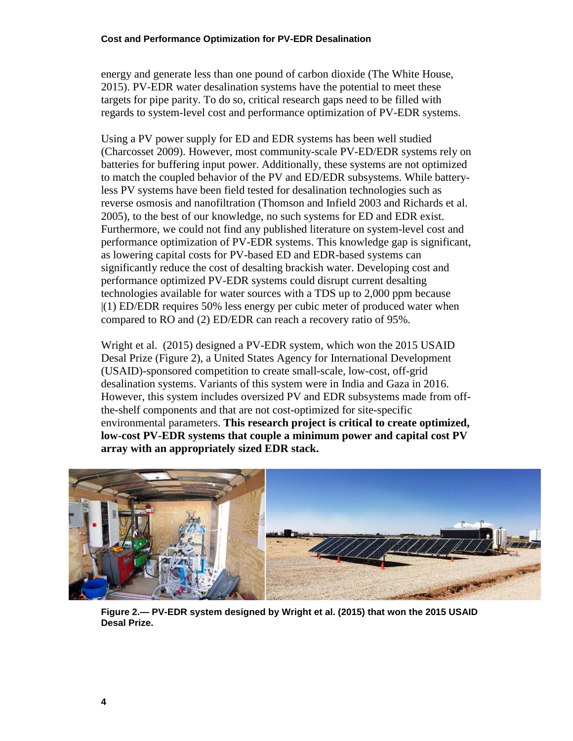energy and generate less than one pound of carbon dioxide (The White House, 2015). PV-EDR water desalination systems have the potential to meet these targets for pipe parity. To do so, critical research gaps need to be filled with regards to system-level cost and performance optimization of PV-EDR systems.

Using a PV power supply for ED and EDR systems has been well studied (Charcosset 2009). However, most community-scale PV-ED/EDR systems rely on batteries for buffering input power. Additionally, these systems are not optimized to match the coupled behavior of the PV and ED/EDR subsystems. While battery-less PV systems have been field tested for desalination technologies such as reverse osmosis and nanofiltration (Thomson and Infield 2003 and Richards et al. 2005), to the best of our knowledge, no such systems for ED and EDR exist. Furthermore, we could not find any published literature on system-level cost and performance optimization of PV-EDR systems. This knowledge gap is significant, as lowering capital costs for PV-based ED and EDR-based systems can significantly reduce the cost of desalting brackish water. Developing cost and performance optimized PV-EDR systems could disrupt current desalting technologies available for water sources with a TDS up to 2,000 ppm because |(1) ED/EDR requires 50% less energy per cubic meter of produced water when compared to RO and (2) ED/EDR can reach a recovery ratio of 95%.

Wright et al. (2015) designed a PV-EDR system, which won the 2015 USAID Desal Prize (Figure 2), a United States Agency for International Development (USAID)-sponsored competition to create small-scale, low-cost, off-grid desalination systems. Variants of this system were in India and Gaza in 2016. However, this system includes oversized PV and EDR subsystems made from off-the-shelf components and that are not cost-optimized for site-specific environmental parameters. **This research project is critical to create optimized, low-cost PV-EDR systems that couple a minimum power and capital cost PV array with an appropriately sized EDR stack.**

**Figure 2.— PV-EDR system designed by Wright et al. (2015) that won the 2015 USAID Desal Prize.**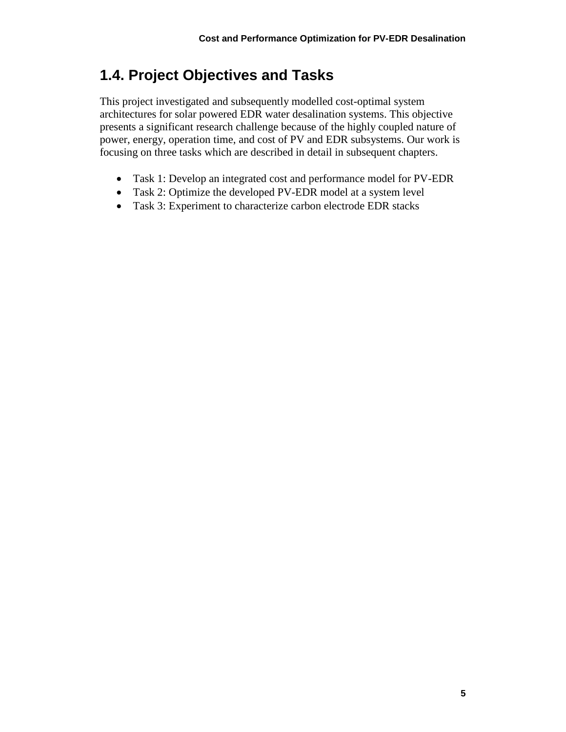## 1.4. Project Objectives and Tasks

This project investigated and subsequently modelled cost-optimal system architectures for solar powered EDR water desalination systems. This objective presents a significant research challenge because of the highly coupled nature of power, energy, operation time, and cost of PV and EDR subsystems. Our work is focusing on three tasks which are described in detail in subsequent chapters.

- Task 1: Develop an integrated cost and performance model for PV-EDR
- Task 2: Optimize the developed PV-EDR model at a system level
- Task 3: Experiment to characterize carbon electrode EDR stacks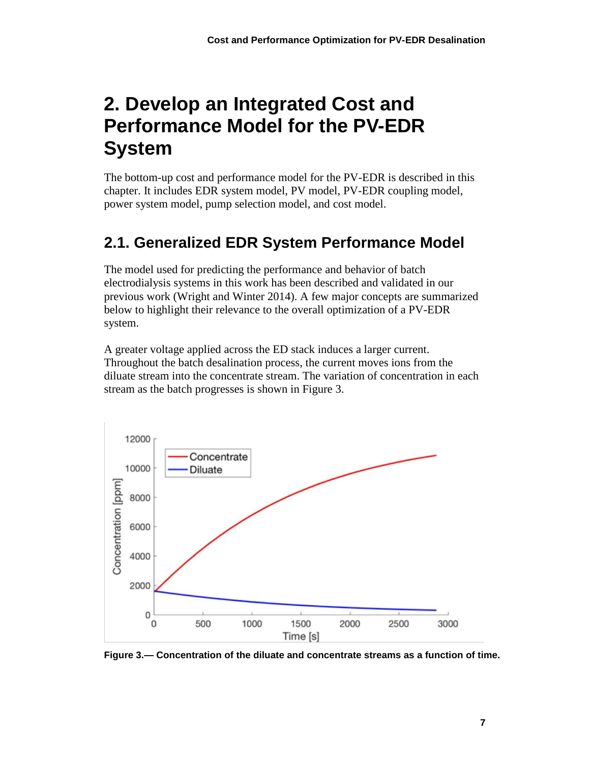# 2. Develop an Integrated Cost and Performance Model for the PV-EDR System

The bottom-up cost and performance model for the PV-EDR is described in this chapter. It includes EDR system model, PV model, PV-EDR coupling model, power system model, pump selection model, and cost model.

## 2.1. Generalized EDR System Performance Model

The model used for predicting the performance and behavior of batch electrodialysis systems in this work has been described and validated in our previous work (Wright and Winter 2014). A few major concepts are summarized below to highlight their relevance to the overall optimization of a PV-EDR system.

A greater voltage applied across the ED stack induces a larger current. Throughout the batch desalination process, the current moves ions from the diluate stream into the concentrate stream. The variation of concentration in each stream as the batch progresses is shown in Figure 3.

**Figure 3.— Concentration of the diluate and concentrate streams as a function of time.**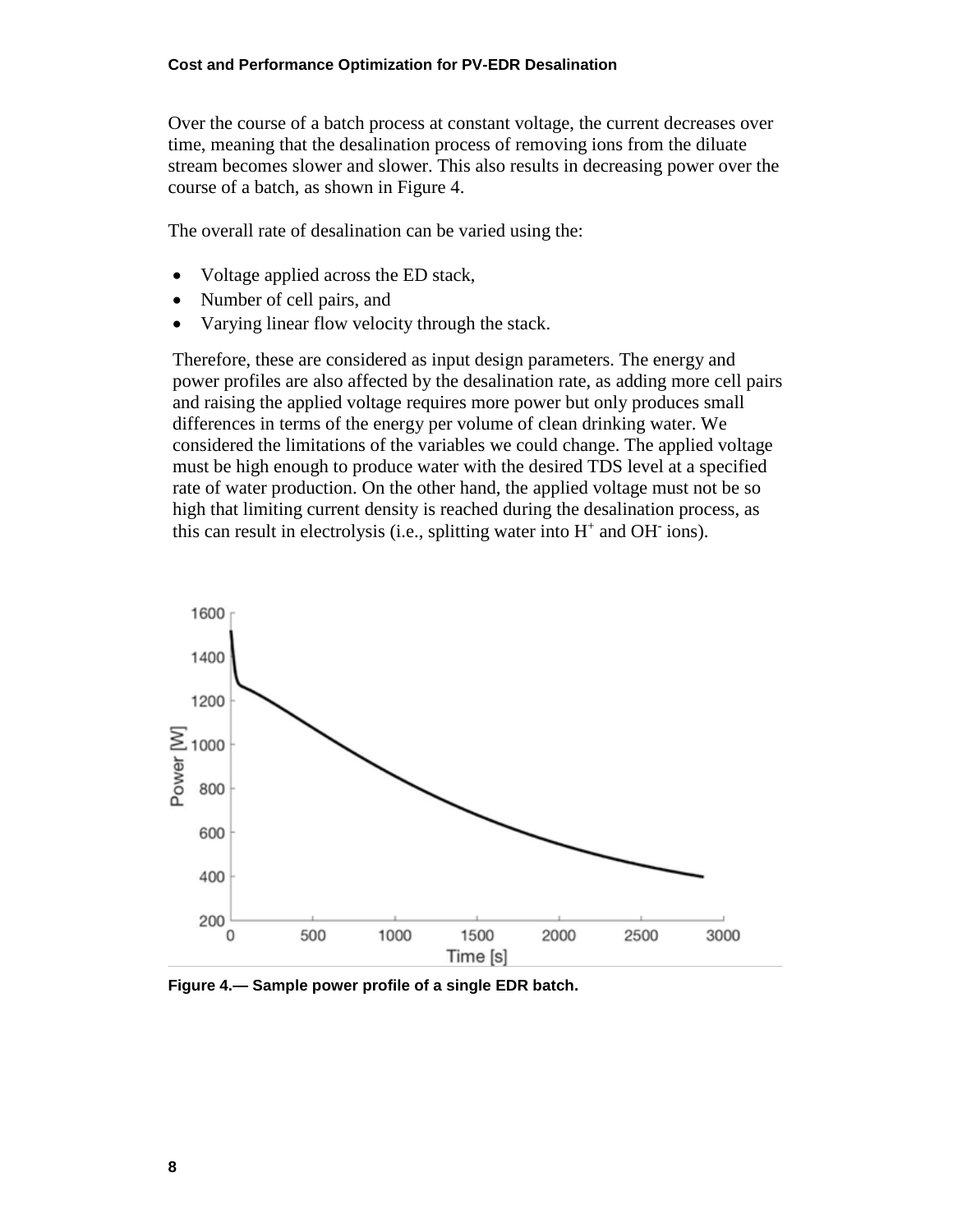Over the course of a batch process at constant voltage, the current decreases over time, meaning that the desalination process of removing ions from the diluate stream becomes slower and slower. This also results in decreasing power over the course of a batch, as shown in Figure 4.

The overall rate of desalination can be varied using the:

- Voltage applied across the ED stack,
- Number of cell pairs, and
- Varying linear flow velocity through the stack.

Therefore, these are considered as input design parameters. The energy and power profiles are also affected by the desalination rate, as adding more cell pairs and raising the applied voltage requires more power but only produces small differences in terms of the energy per volume of clean drinking water. We considered the limitations of the variables we could change. The applied voltage must be high enough to produce water with the desired TDS level at a specified rate of water production. On the other hand, the applied voltage must not be so high that limiting current density is reached during the desalination process, as this can result in electrolysis (i.e., splitting water into $H^+$ and $OH^-$ ions).

**Figure 4.— Sample power profile of a single EDR batch.**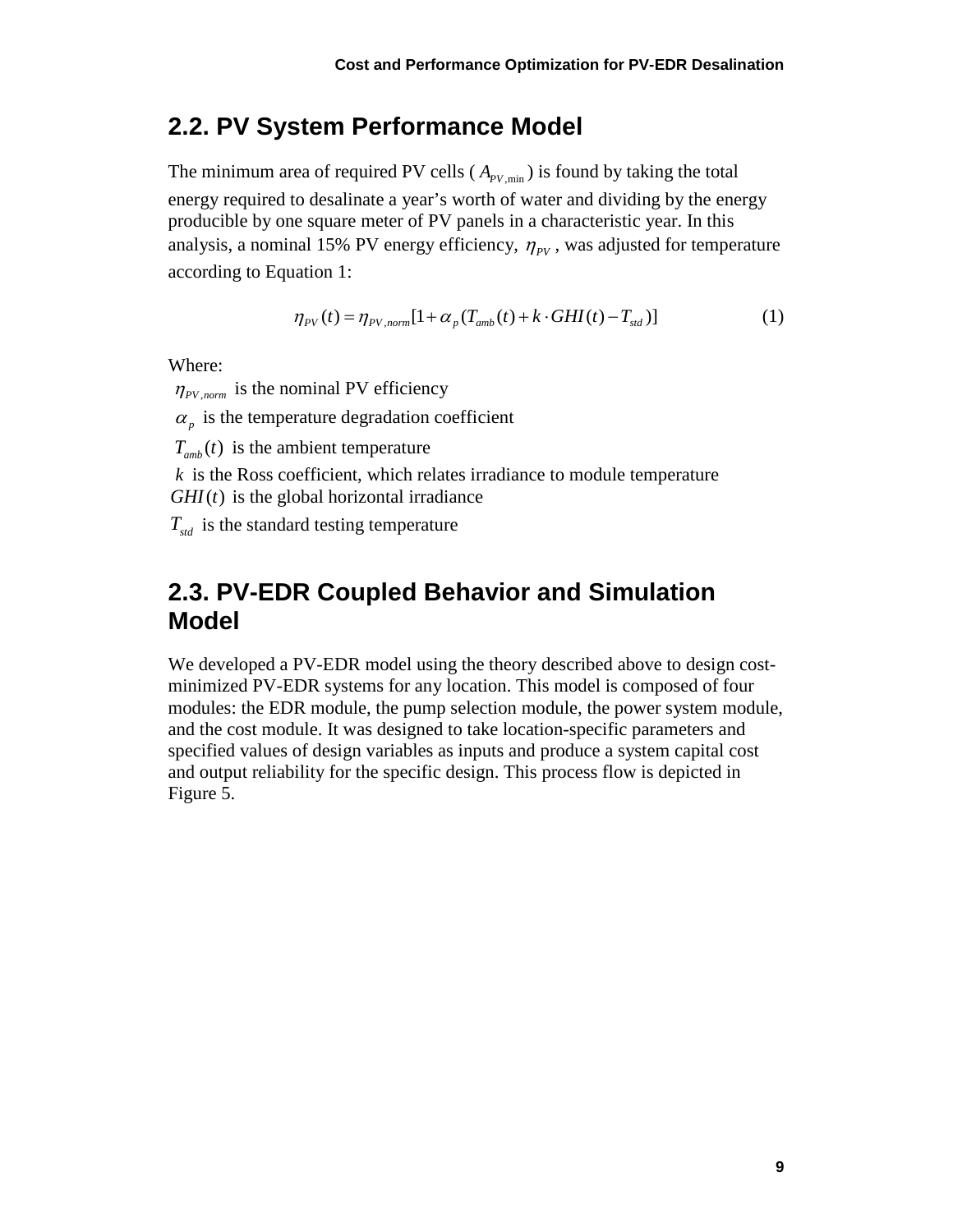## 2.2. PV System Performance Model

The minimum area of required PV cells ( $A_{PV,\min}$ ) is found by taking the total energy required to desalinate a year's worth of water and dividing by the energy producible by one square meter of PV panels in a characteristic year. In this analysis, a nominal 15% PV energy efficiency, $\eta_{PV}$ , was adjusted for temperature according to Equation 1:

$$\eta_{PV}(t) = \eta_{PV,norm}[1 + \alpha_p(T_{amb}(t) + k \cdot GHI(t) - T_{std})] \tag{1}$$

Where:

$\eta_{PV,norm}$ is the nominal PV efficiency

$\alpha_p$ is the temperature degradation coefficient

$T_{amb}(t)$ is the ambient temperature

$k$ is the Ross coefficient, which relates irradiance to module temperature

$GHI(t)$ is the global horizontal irradiance

$T_{std}$ is the standard testing temperature

## 2.3. PV-EDR Coupled Behavior and Simulation Model

We developed a PV-EDR model using the theory described above to design cost-minimized PV-EDR systems for any location. This model is composed of four modules: the EDR module, the pump selection module, the power system module, and the cost module. It was designed to take location-specific parameters and specified values of design variables as inputs and produce a system capital cost and output reliability for the specific design. This process flow is depicted in Figure 5.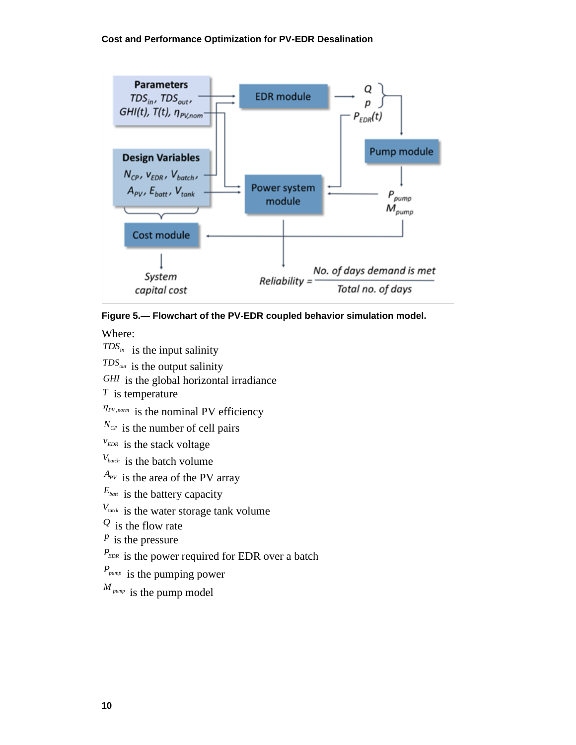**Figure 5.— Flowchart of the PV-EDR coupled behavior simulation model.**

Where:

$TDS_{in}$ is the input salinity

$TDS_{out}$ is the output salinity

$GHI$ is the global horizontal irradiance

$T$ is temperature

$\eta_{PV,norm}$ is the nominal PV efficiency

$N_{CP}$ is the number of cell pairs

$v_{EDR}$ is the stack voltage

$V_{batch}$ is the batch volume

$A_{PV}$ is the area of the PV array

$E_{batt}$ is the battery capacity

$V_{tank}$ is the water storage tank volume

$Q$ is the flow rate

$p$ is the pressure

$P_{EDR}$ is the power required for EDR over a batch

$P_{pump}$ is the pumping power

$M_{pump}$ is the pump model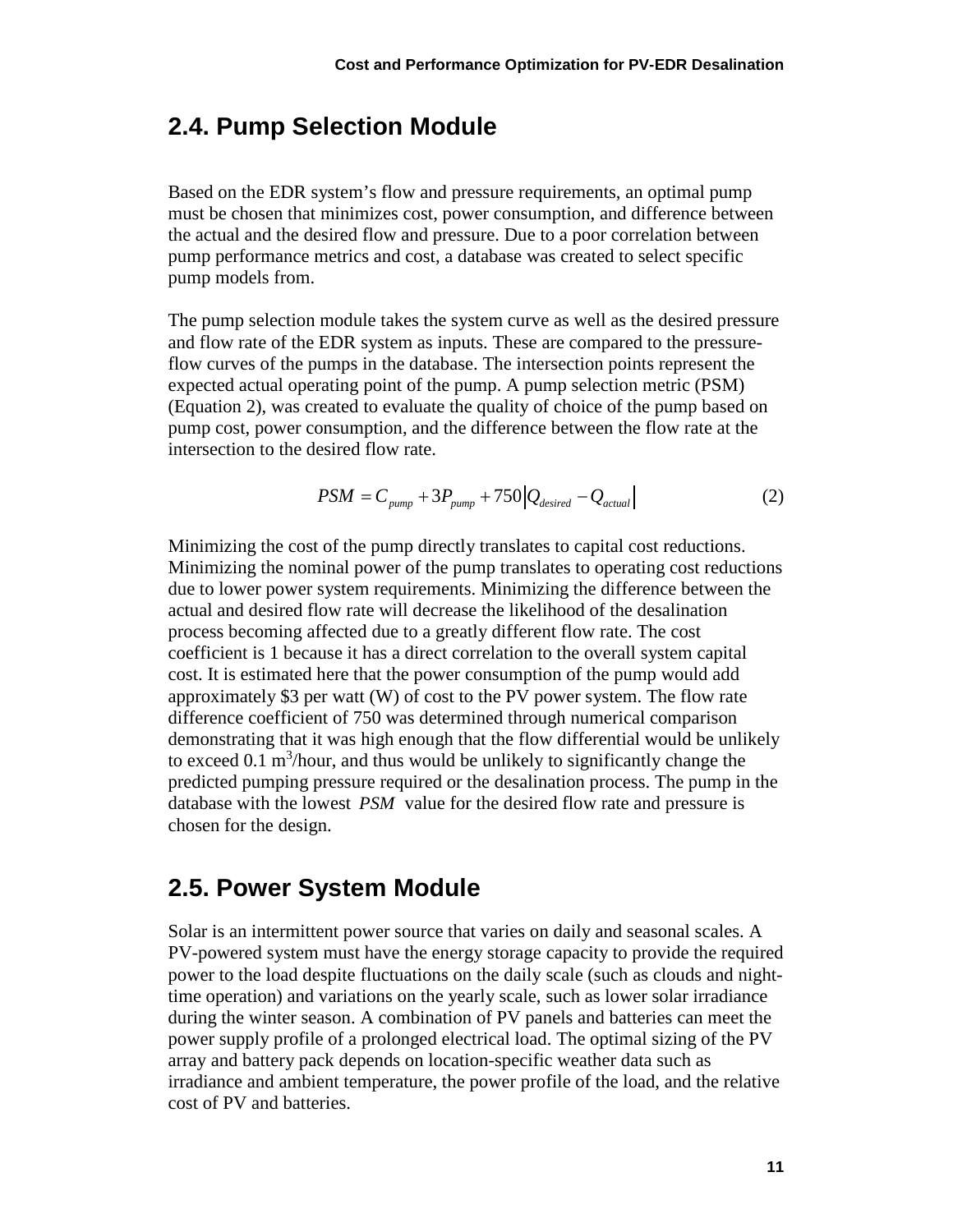## 2.4. Pump Selection Module

Based on the EDR system's flow and pressure requirements, an optimal pump must be chosen that minimizes cost, power consumption, and difference between the actual and the desired flow and pressure. Due to a poor correlation between pump performance metrics and cost, a database was created to select specific pump models from.

The pump selection module takes the system curve as well as the desired pressure and flow rate of the EDR system as inputs. These are compared to the pressure-flow curves of the pumps in the database. The intersection points represent the expected actual operating point of the pump. A pump selection metric (PSM) (Equation 2), was created to evaluate the quality of choice of the pump based on pump cost, power consumption, and the difference between the flow rate at the intersection to the desired flow rate.

$$PSM = C_{pump} + 3P_{pump} + 750\left|Q_{desired} - Q_{actual}\right| \tag{2}$$

Minimizing the cost of the pump directly translates to capital cost reductions. Minimizing the nominal power of the pump translates to operating cost reductions due to lower power system requirements. Minimizing the difference between the actual and desired flow rate will decrease the likelihood of the desalination process becoming affected due to a greatly different flow rate. The cost coefficient is 1 because it has a direct correlation to the overall system capital cost. It is estimated here that the power consumption of the pump would add approximately \$3 per watt (W) of cost to the PV power system. The flow rate difference coefficient of 750 was determined through numerical comparison demonstrating that it was high enough that the flow differential would be unlikely to exceed 0.1 $m^3$/hour, and thus would be unlikely to significantly change the predicted pumping pressure required or the desalination process. The pump in the database with the lowest $PSM$ value for the desired flow rate and pressure is chosen for the design.

## 2.5. Power System Module

Solar is an intermittent power source that varies on daily and seasonal scales. A PV-powered system must have the energy storage capacity to provide the required power to the load despite fluctuations on the daily scale (such as clouds and night-time operation) and variations on the yearly scale, such as lower solar irradiance during the winter season. A combination of PV panels and batteries can meet the power supply profile of a prolonged electrical load. The optimal sizing of the PV array and battery pack depends on location-specific weather data such as irradiance and ambient temperature, the power profile of the load, and the relative cost of PV and batteries.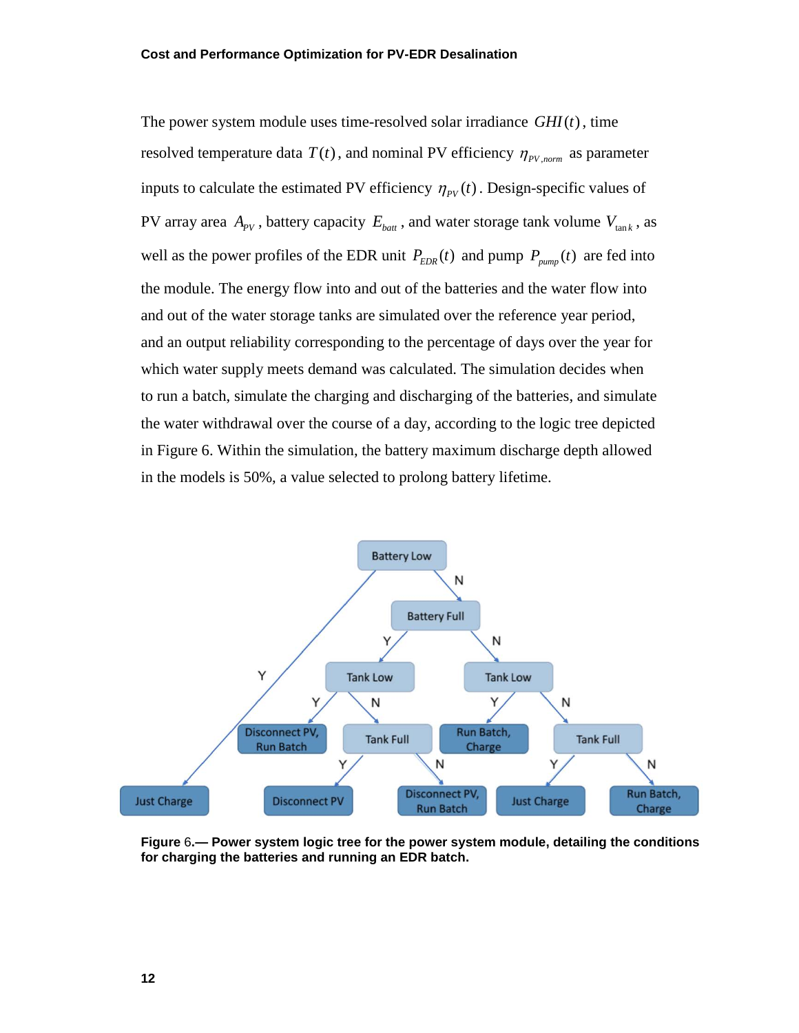The power system module uses time-resolved solar irradiance $GHI(t)$, time resolved temperature data $T(t)$, and nominal PV efficiency $\eta_{PV,norm}$ as parameter inputs to calculate the estimated PV efficiency $\eta_{PV}(t)$. Design-specific values of PV array area $A_{PV}$, battery capacity $E_{batt}$, and water storage tank volume $V_{\tan k}$, as well as the power profiles of the EDR unit $P_{EDR}(t)$ and pump $P_{pump}(t)$ are fed into the module. The energy flow into and out of the batteries and the water flow into and out of the water storage tanks are simulated over the reference year period, and an output reliability corresponding to the percentage of days over the year for which water supply meets demand was calculated. The simulation decides when to run a batch, simulate the charging and discharging of the batteries, and simulate the water withdrawal over the course of a day, according to the logic tree depicted in Figure 6. Within the simulation, the battery maximum discharge depth allowed in the models is 50%, a value selected to prolong battery lifetime.

**Figure 6.— Power system logic tree for the power system module, detailing the conditions for charging the batteries and running an EDR batch.**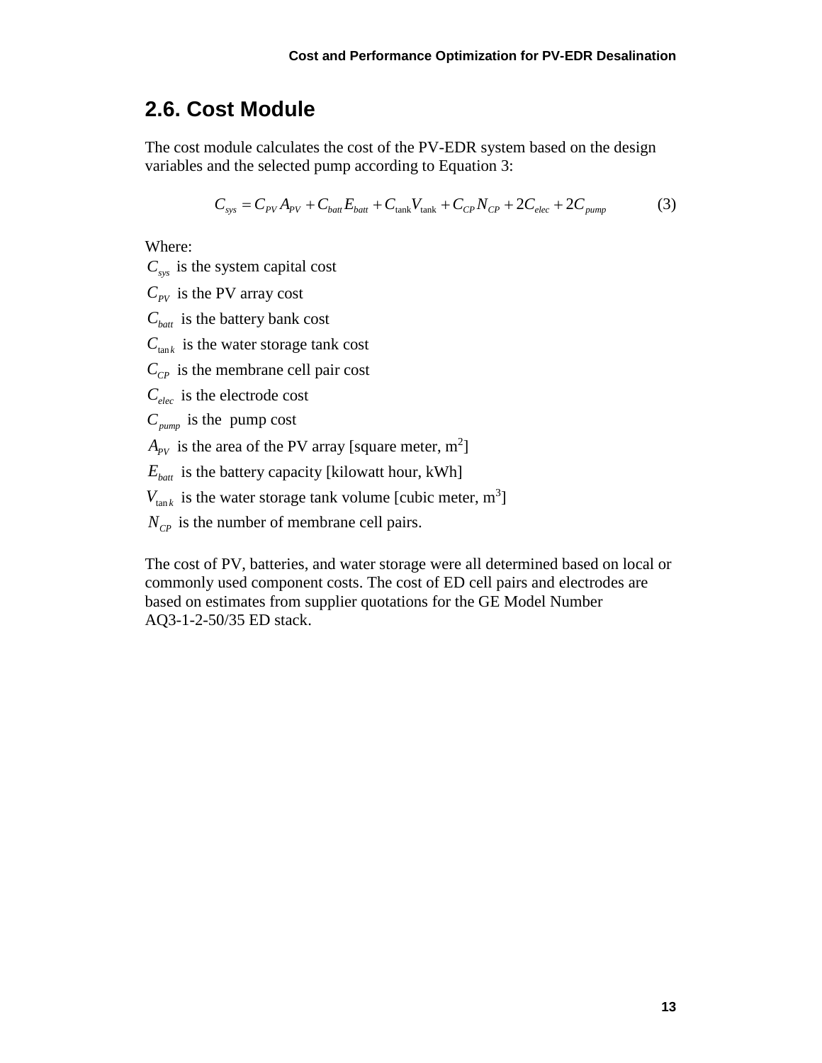## 2.6. Cost Module

The cost module calculates the cost of the PV-EDR system based on the design variables and the selected pump according to Equation 3:

$$C_{sys} = C_{PV} A_{PV} + C_{batt} E_{batt} + C_{\text{tank}} V_{\text{tank}} + C_{CP} N_{CP} + 2C_{elec} + 2C_{pump} \tag{3}$$

Where:

$C_{sys}$ is the system capital cost

$C_{PV}$ is the PV array cost

$C_{batt}$ is the battery bank cost

$C_{\tan k}$ is the water storage tank cost

$C_{CP}$ is the membrane cell pair cost

$C_{elec}$ is the electrode cost

$C_{pump}$ is the pump cost

$A_{PV}$ is the area of the PV array [square meter, $m^2$]

$E_{batt}$ is the battery capacity [kilowatt hour, kWh]

$V_{\tan k}$ is the water storage tank volume [cubic meter, $m^3$]

$N_{CP}$ is the number of membrane cell pairs.

The cost of PV, batteries, and water storage were all determined based on local or commonly used component costs. The cost of ED cell pairs and electrodes are based on estimates from supplier quotations for the GE Model Number AQ3-1-2-50/35 ED stack.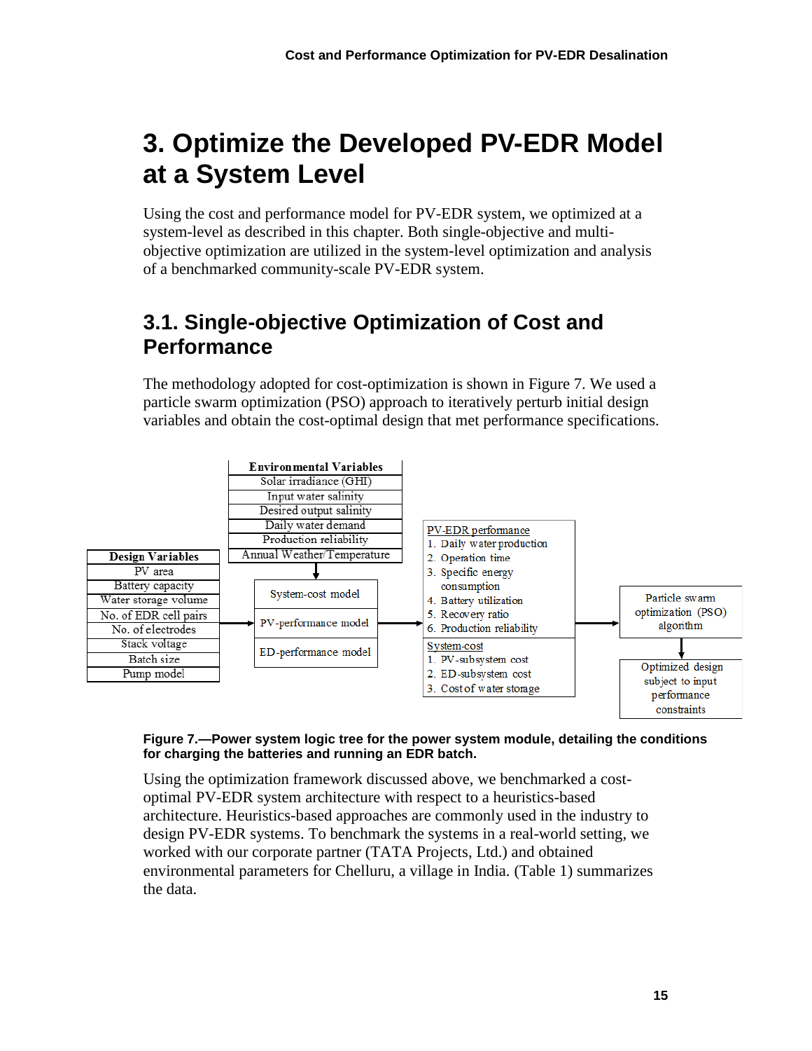# 3. Optimize the Developed PV-EDR Model at a System Level

Using the cost and performance model for PV-EDR system, we optimized at a system-level as described in this chapter. Both single-objective and multi-objective optimization are utilized in the system-level optimization and analysis of a benchmarked community-scale PV-EDR system.

## 3.1. Single-objective Optimization of Cost and Performance

The methodology adopted for cost-optimization is shown in Figure 7. We used a particle swarm optimization (PSO) approach to iteratively perturb initial design variables and obtain the cost-optimal design that met performance specifications.

| Environmental Variables |
|---|
| Solar irradiance (GHI) |
| Input water salinity |
| Desired output salinity |
| Daily water demand |
| Production reliability |
| Annual Weather/Temperature |

| Design Variables |
|---|
| PV area |
| Battery capacity |
| Water storage volume |
| No. of EDR cell pairs |
| No. of electrodes |
| Stack voltage |
| Batch size |
| Pump model |

System-cost model

PV-performance model

ED-performance model

PV-EDR performance
1. Daily water production
2. Operation time
3. Specific energy consumption
4. Battery utilization
5. Recovery ratio
6. Production reliability

System-cost
1. PV-subsystem cost
2. ED-subsystem cost
3. Cost of water storage

Particle swarm optimization (PSO) algorithm

Optimized design subject to input performance constraints

**Figure 7.—Power system logic tree for the power system module, detailing the conditions for charging the batteries and running an EDR batch.**

Using the optimization framework discussed above, we benchmarked a cost-optimal PV-EDR system architecture with respect to a heuristics-based architecture. Heuristics-based approaches are commonly used in the industry to design PV-EDR systems. To benchmark the systems in a real-world setting, we worked with our corporate partner (TATA Projects, Ltd.) and obtained environmental parameters for Chelluru, a village in India. (Table 1) summarizes the data.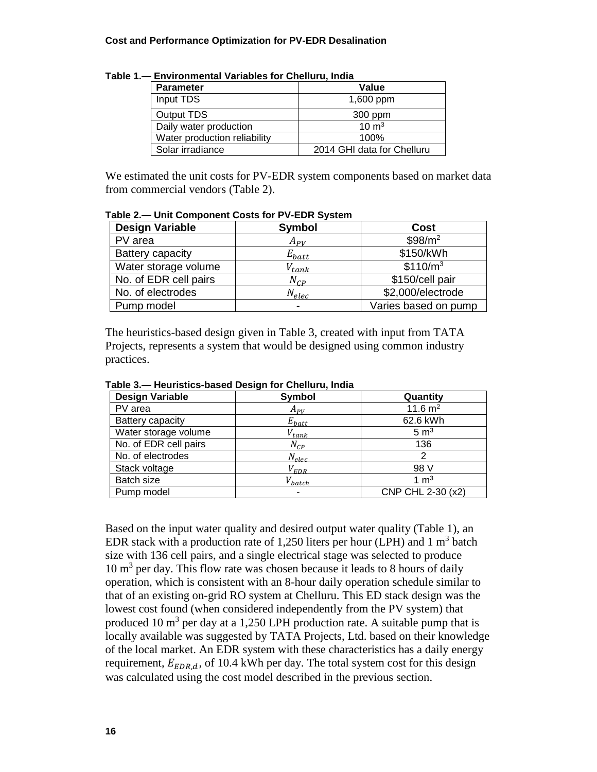**Table 1.— Environmental Variables for Chelluru, India**

| Parameter | Value |
|---|---|
| Input TDS | 1,600 ppm |
| Output TDS | 300 ppm |
| Daily water production | 10 m$^3$ |
| Water production reliability | 100% |
| Solar irradiance | 2014 GHI data for Chelluru |

We estimated the unit costs for PV-EDR system components based on market data from commercial vendors (Table 2).

**Table 2.— Unit Component Costs for PV-EDR System**

| Design Variable | Symbol | Cost |
|---|---|---|
| PV area | $A_{PV}$ | \$98/m$^2$ |
| Battery capacity | $E_{batt}$ | \$150/kWh |
| Water storage volume | $V_{tank}$ | \$110/m$^3$ |
| No. of EDR cell pairs | $N_{CP}$ | \$150/cell pair |
| No. of electrodes | $N_{elec}$ | \$2,000/electrode |
| Pump model | - | Varies based on pump |

The heuristics-based design given in Table 3, created with input from TATA Projects, represents a system that would be designed using common industry practices.

**Table 3.— Heuristics-based Design for Chelluru, India**

| Design Variable | Symbol | Quantity |
|---|---|---|
| PV area | $A_{PV}$ | 11.6 m$^2$ |
| Battery capacity | $E_{batt}$ | 62.6 kWh |
| Water storage volume | $V_{tank}$ | 5 m$^3$ |
| No. of EDR cell pairs | $N_{CP}$ | 136 |
| No. of electrodes | $N_{elec}$ | 2 |
| Stack voltage | $V_{EDR}$ | 98 V |
| Batch size | $V_{batch}$ | 1 m$^3$ |
| Pump model | - | CNP CHL 2-30 (x2) |

Based on the input water quality and desired output water quality (Table 1), an EDR stack with a production rate of 1,250 liters per hour (LPH) and 1 m$^3$ batch size with 136 cell pairs, and a single electrical stage was selected to produce 10 m$^3$ per day. This flow rate was chosen because it leads to 8 hours of daily operation, which is consistent with an 8-hour daily operation schedule similar to that of an existing on-grid RO system at Chelluru. This ED stack design was the lowest cost found (when considered independently from the PV system) that produced 10 m$^3$ per day at a 1,250 LPH production rate. A suitable pump that is locally available was suggested by TATA Projects, Ltd. based on their knowledge of the local market. An EDR system with these characteristics has a daily energy requirement, $E_{EDR,d}$, of 10.4 kWh per day. The total system cost for this design was calculated using the cost model described in the previous section.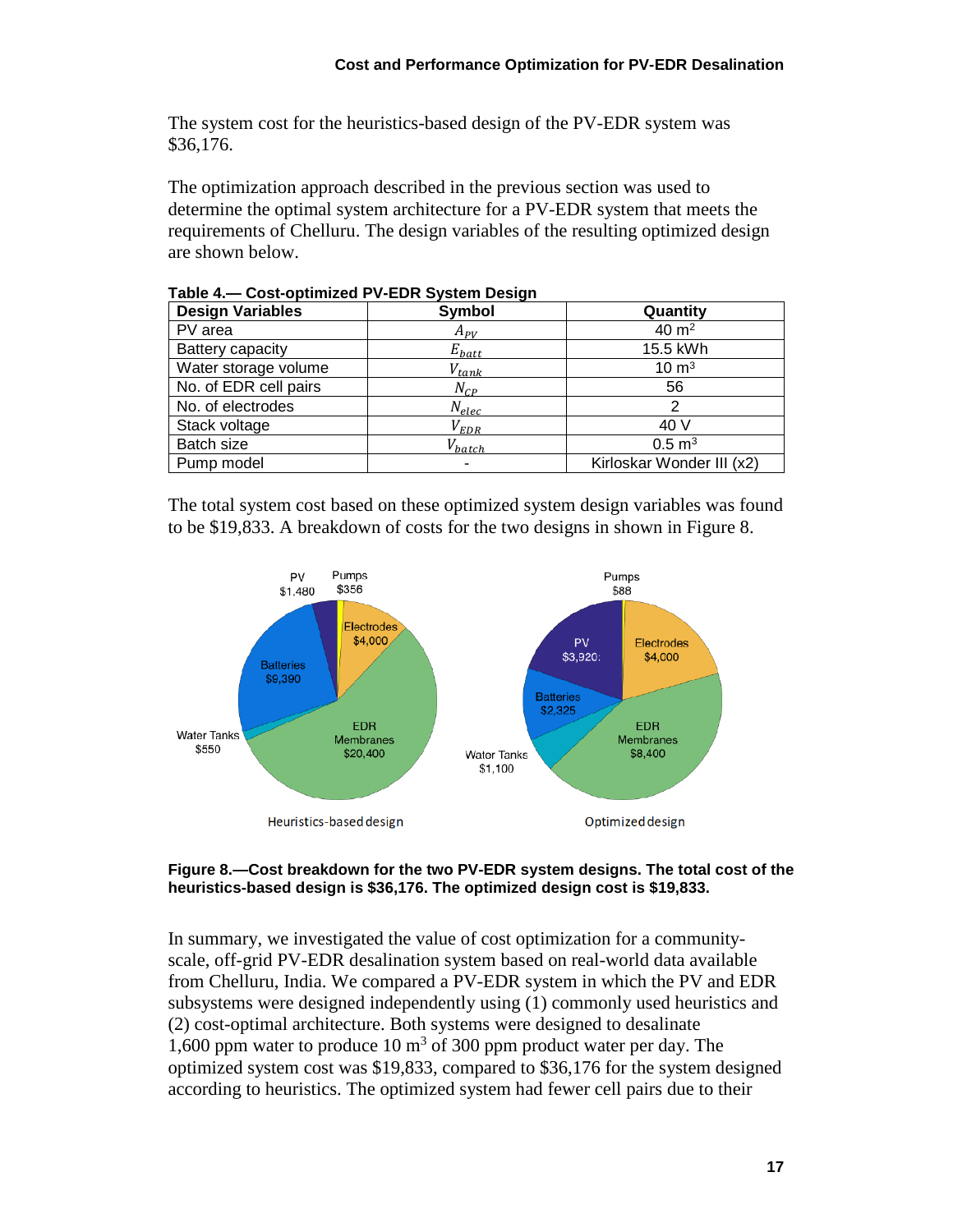The system cost for the heuristics-based design of the PV-EDR system was $36,176.

The optimization approach described in the previous section was used to determine the optimal system architecture for a PV-EDR system that meets the requirements of Chelluru. The design variables of the resulting optimized design are shown below.

**Table 4.— Cost-optimized PV-EDR System Design**

| Design Variables | Symbol | Quantity |
|---|---|---|
| PV area | $A_{PV}$ | 40 m$^2$ |
| Battery capacity | $E_{batt}$ | 15.5 kWh |
| Water storage volume | $V_{tank}$ | 10 m$^3$ |
| No. of EDR cell pairs | $N_{CP}$ | 56 |
| No. of electrodes | $N_{elec}$ | 2 |
| Stack voltage | $V_{EDR}$ | 40 V |
| Batch size | $V_{batch}$ | 0.5 m$^3$ |
| Pump model | - | Kirloskar Wonder III (x2) |

The total system cost based on these optimized system design variables was found to be $19,833. A breakdown of costs for the two designs in shown in Figure 8.

**Figure 8.—Cost breakdown for the two PV-EDR system designs. The total cost of the heuristics-based design is $36,176. The optimized design cost is $19,833.**

In summary, we investigated the value of cost optimization for a community-scale, off-grid PV-EDR desalination system based on real-world data available from Chelluru, India. We compared a PV-EDR system in which the PV and EDR subsystems were designed independently using (1) commonly used heuristics and (2) cost-optimal architecture. Both systems were designed to desalinate 1,600 ppm water to produce 10 m$^3$ of 300 ppm product water per day. The optimized system cost was $19,833, compared to $36,176 for the system designed according to heuristics. The optimized system had fewer cell pairs due to their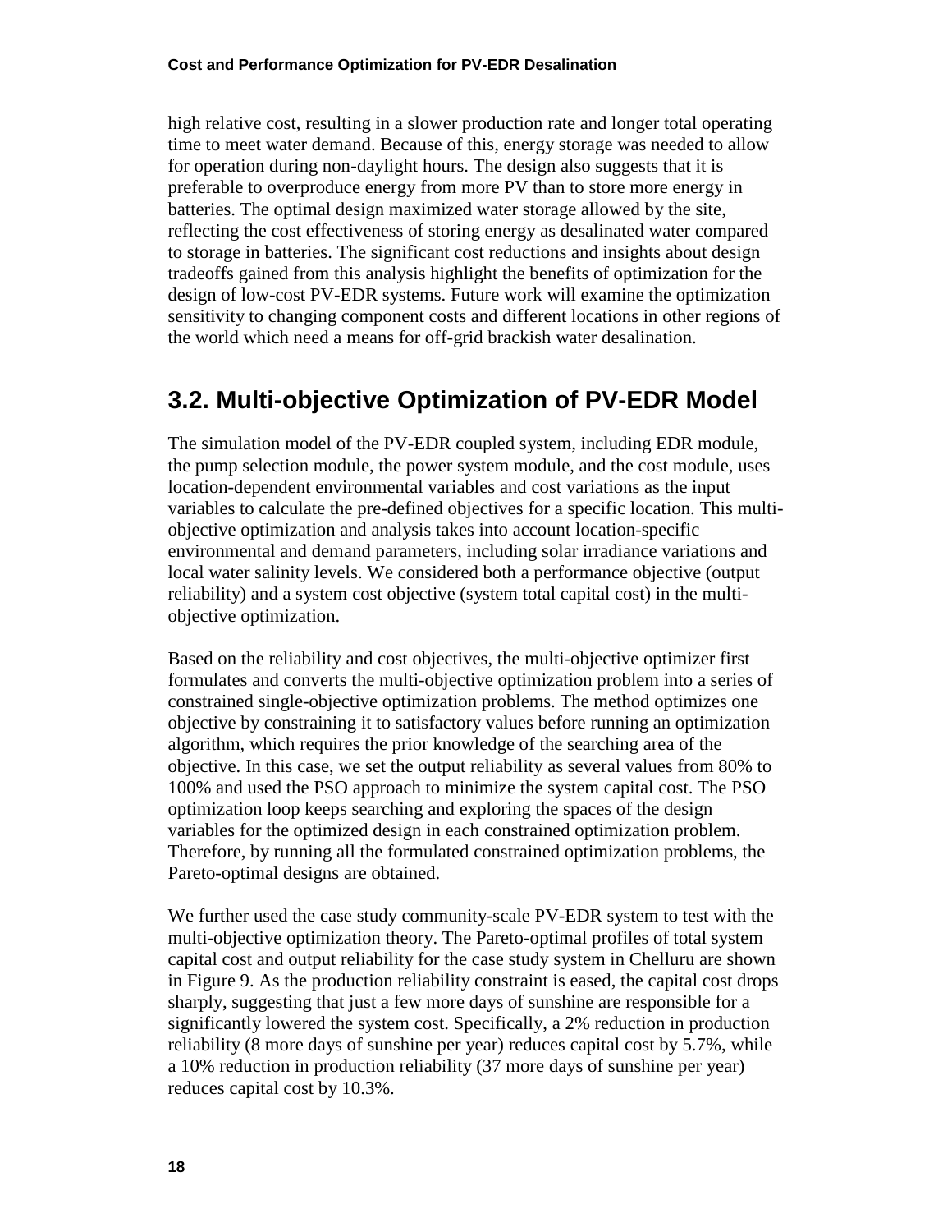high relative cost, resulting in a slower production rate and longer total operating time to meet water demand. Because of this, energy storage was needed to allow for operation during non-daylight hours. The design also suggests that it is preferable to overproduce energy from more PV than to store more energy in batteries. The optimal design maximized water storage allowed by the site, reflecting the cost effectiveness of storing energy as desalinated water compared to storage in batteries. The significant cost reductions and insights about design tradeoffs gained from this analysis highlight the benefits of optimization for the design of low-cost PV-EDR systems. Future work will examine the optimization sensitivity to changing component costs and different locations in other regions of the world which need a means for off-grid brackish water desalination.

## 3.2. Multi-objective Optimization of PV-EDR Model

The simulation model of the PV-EDR coupled system, including EDR module, the pump selection module, the power system module, and the cost module, uses location-dependent environmental variables and cost variations as the input variables to calculate the pre-defined objectives for a specific location. This multi-objective optimization and analysis takes into account location-specific environmental and demand parameters, including solar irradiance variations and local water salinity levels. We considered both a performance objective (output reliability) and a system cost objective (system total capital cost) in the multi-objective optimization.

Based on the reliability and cost objectives, the multi-objective optimizer first formulates and converts the multi-objective optimization problem into a series of constrained single-objective optimization problems. The method optimizes one objective by constraining it to satisfactory values before running an optimization algorithm, which requires the prior knowledge of the searching area of the objective. In this case, we set the output reliability as several values from 80% to 100% and used the PSO approach to minimize the system capital cost. The PSO optimization loop keeps searching and exploring the spaces of the design variables for the optimized design in each constrained optimization problem. Therefore, by running all the formulated constrained optimization problems, the Pareto-optimal designs are obtained.

We further used the case study community-scale PV-EDR system to test with the multi-objective optimization theory. The Pareto-optimal profiles of total system capital cost and output reliability for the case study system in Chelluru are shown in Figure 9. As the production reliability constraint is eased, the capital cost drops sharply, suggesting that just a few more days of sunshine are responsible for a significantly lowered the system cost. Specifically, a 2% reduction in production reliability (8 more days of sunshine per year) reduces capital cost by 5.7%, while a 10% reduction in production reliability (37 more days of sunshine per year) reduces capital cost by 10.3%.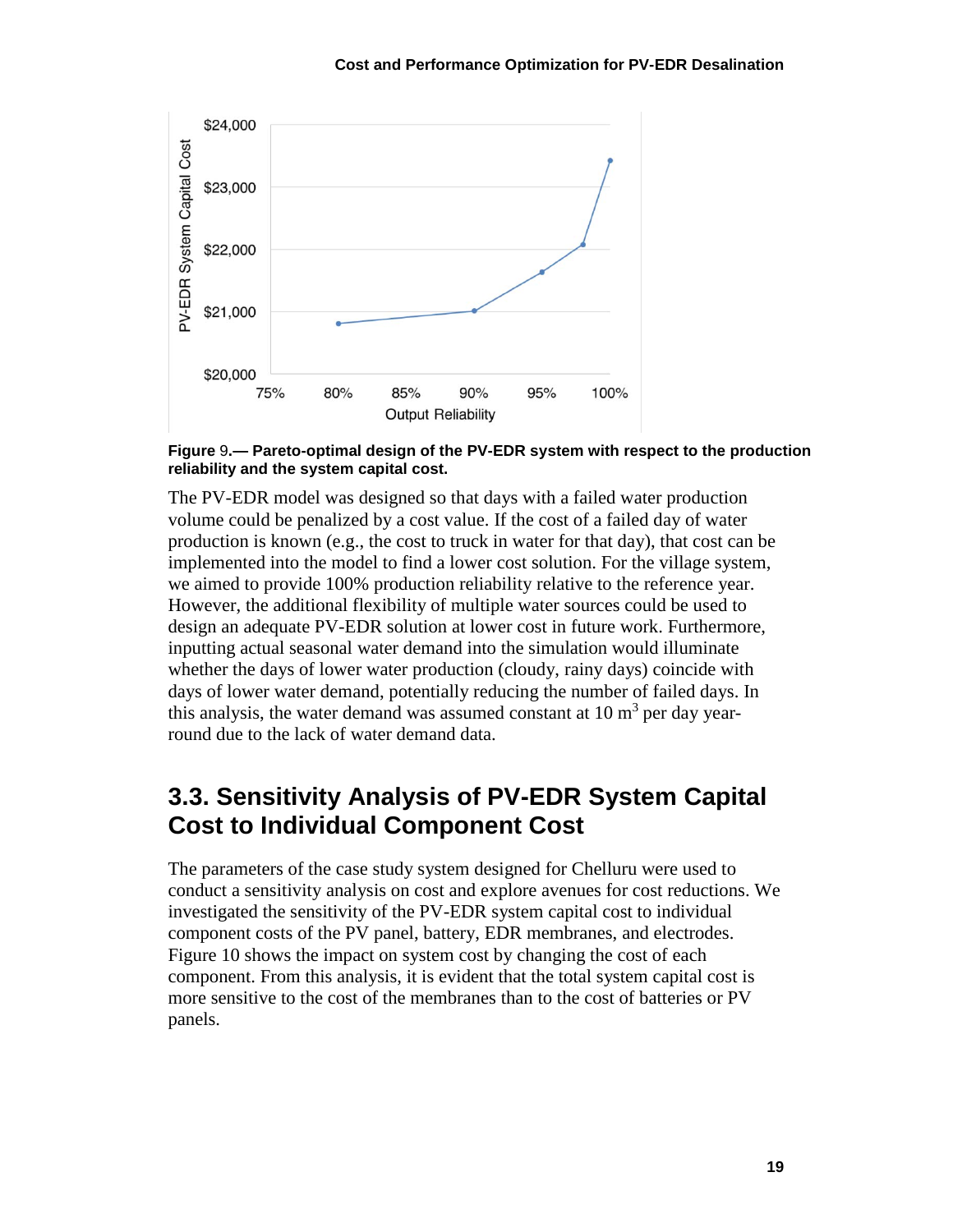**Figure** 9**.— Pareto-optimal design of the PV-EDR system with respect to the production reliability and the system capital cost.**

The PV-EDR model was designed so that days with a failed water production volume could be penalized by a cost value. If the cost of a failed day of water production is known (e.g., the cost to truck in water for that day), that cost can be implemented into the model to find a lower cost solution. For the village system, we aimed to provide 100% production reliability relative to the reference year. However, the additional flexibility of multiple water sources could be used to design an adequate PV-EDR solution at lower cost in future work. Furthermore, inputting actual seasonal water demand into the simulation would illuminate whether the days of lower water production (cloudy, rainy days) coincide with days of lower water demand, potentially reducing the number of failed days. In this analysis, the water demand was assumed constant at 10 $m^3$ per day year-round due to the lack of water demand data.

## 3.3. Sensitivity Analysis of PV-EDR System Capital Cost to Individual Component Cost

The parameters of the case study system designed for Chelluru were used to conduct a sensitivity analysis on cost and explore avenues for cost reductions. We investigated the sensitivity of the PV-EDR system capital cost to individual component costs of the PV panel, battery, EDR membranes, and electrodes. Figure 10 shows the impact on system cost by changing the cost of each component. From this analysis, it is evident that the total system capital cost is more sensitive to the cost of the membranes than to the cost of batteries or PV panels.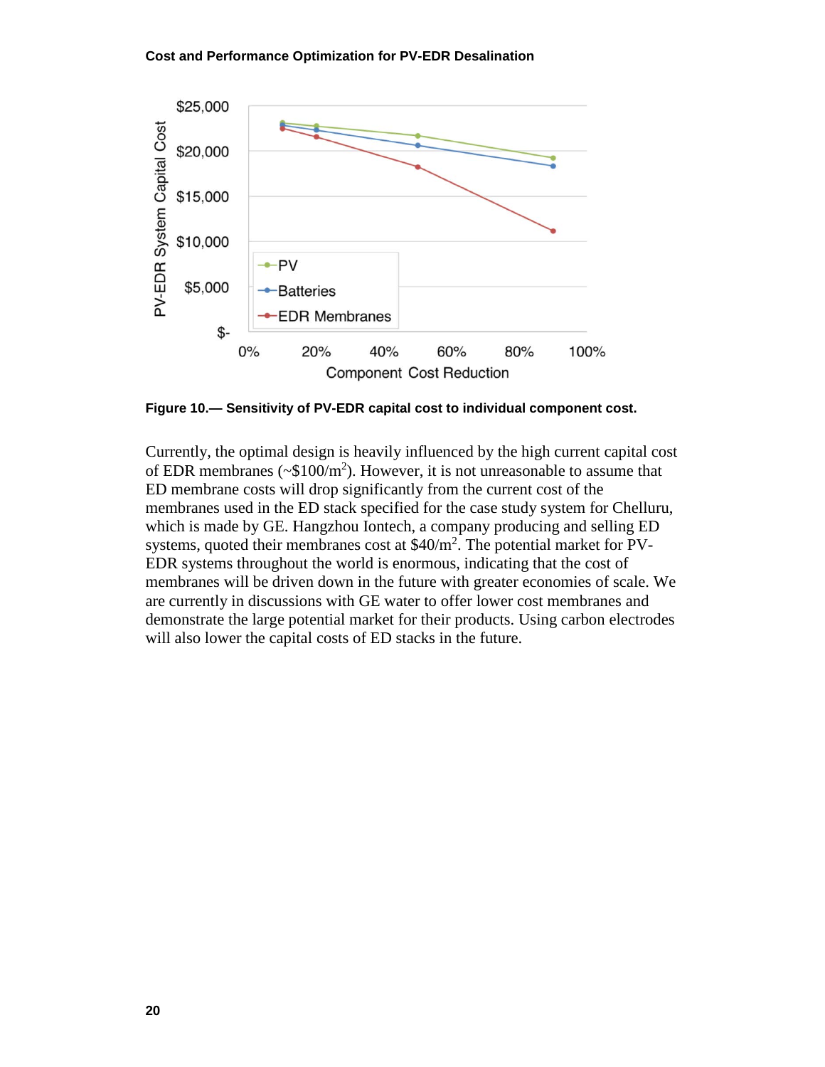Figure 10.— Sensitivity of PV-EDR capital cost to individual component cost.

Currently, the optimal design is heavily influenced by the high current capital cost of EDR membranes (~$100/m$^2$). However, it is not unreasonable to assume that ED membrane costs will drop significantly from the current cost of the membranes used in the ED stack specified for the case study system for Chelluru, which is made by GE. Hangzhou Iontech, a company producing and selling ED systems, quoted their membranes cost at $40/m$^2$. The potential market for PV-EDR systems throughout the world is enormous, indicating that the cost of membranes will be driven down in the future with greater economies of scale. We are currently in discussions with GE water to offer lower cost membranes and demonstrate the large potential market for their products. Using carbon electrodes will also lower the capital costs of ED stacks in the future.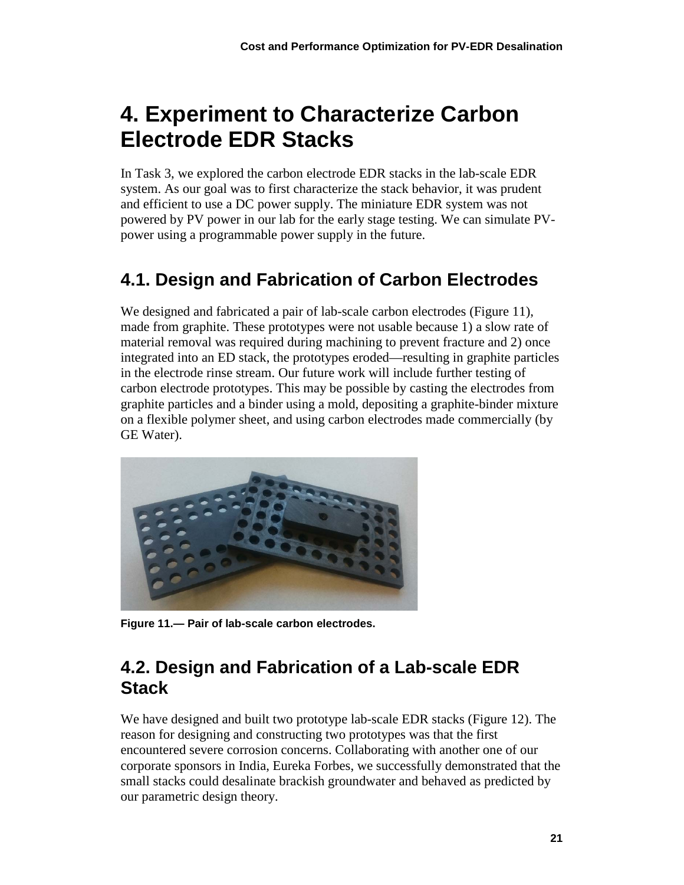# 4. Experiment to Characterize Carbon Electrode EDR Stacks

In Task 3, we explored the carbon electrode EDR stacks in the lab-scale EDR system. As our goal was to first characterize the stack behavior, it was prudent and efficient to use a DC power supply. The miniature EDR system was not powered by PV power in our lab for the early stage testing. We can simulate PV-power using a programmable power supply in the future.

## 4.1. Design and Fabrication of Carbon Electrodes

We designed and fabricated a pair of lab-scale carbon electrodes (Figure 11), made from graphite. These prototypes were not usable because 1) a slow rate of material removal was required during machining to prevent fracture and 2) once integrated into an ED stack, the prototypes eroded—resulting in graphite particles in the electrode rinse stream. Our future work will include further testing of carbon electrode prototypes. This may be possible by casting the electrodes from graphite particles and a binder using a mold, depositing a graphite-binder mixture on a flexible polymer sheet, and using carbon electrodes made commercially (by GE Water).

**Figure 11.— Pair of lab-scale carbon electrodes.**

## 4.2. Design and Fabrication of a Lab-scale EDR Stack

We have designed and built two prototype lab-scale EDR stacks (Figure 12). The reason for designing and constructing two prototypes was that the first encountered severe corrosion concerns. Collaborating with another one of our corporate sponsors in India, Eureka Forbes, we successfully demonstrated that the small stacks could desalinate brackish groundwater and behaved as predicted by our parametric design theory.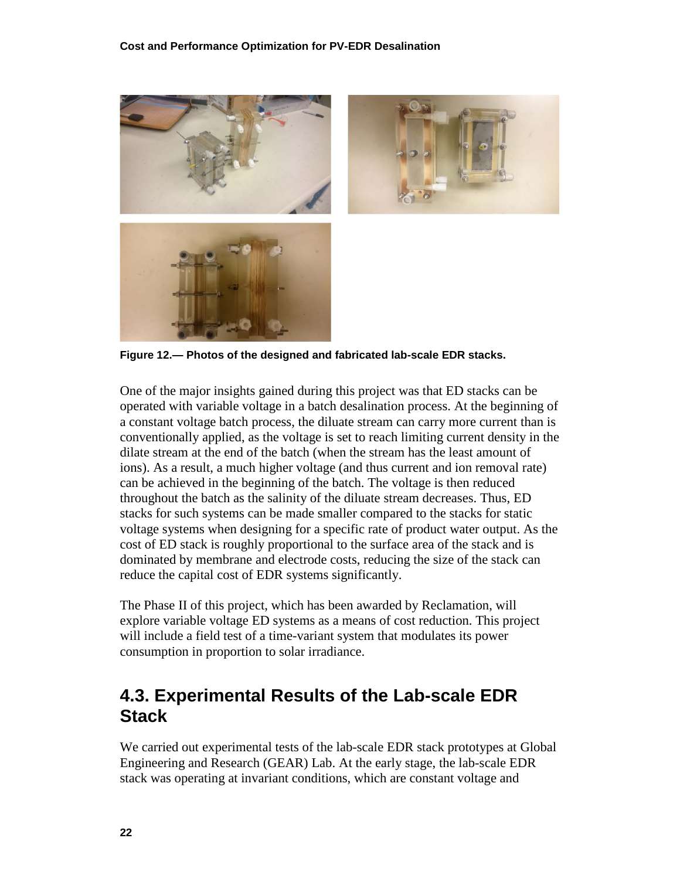Figure 12.— Photos of the designed and fabricated lab-scale EDR stacks.

One of the major insights gained during this project was that ED stacks can be operated with variable voltage in a batch desalination process. At the beginning of a constant voltage batch process, the diluate stream can carry more current than is conventionally applied, as the voltage is set to reach limiting current density in the dilate stream at the end of the batch (when the stream has the least amount of ions). As a result, a much higher voltage (and thus current and ion removal rate) can be achieved in the beginning of the batch. The voltage is then reduced throughout the batch as the salinity of the diluate stream decreases. Thus, ED stacks for such systems can be made smaller compared to the stacks for static voltage systems when designing for a specific rate of product water output. As the cost of ED stack is roughly proportional to the surface area of the stack and is dominated by membrane and electrode costs, reducing the size of the stack can reduce the capital cost of EDR systems significantly.

The Phase II of this project, which has been awarded by Reclamation, will explore variable voltage ED systems as a means of cost reduction. This project will include a field test of a time-variant system that modulates its power consumption in proportion to solar irradiance.

## 4.3. Experimental Results of the Lab-scale EDR Stack

We carried out experimental tests of the lab-scale EDR stack prototypes at Global Engineering and Research (GEAR) Lab. At the early stage, the lab-scale EDR stack was operating at invariant conditions, which are constant voltage and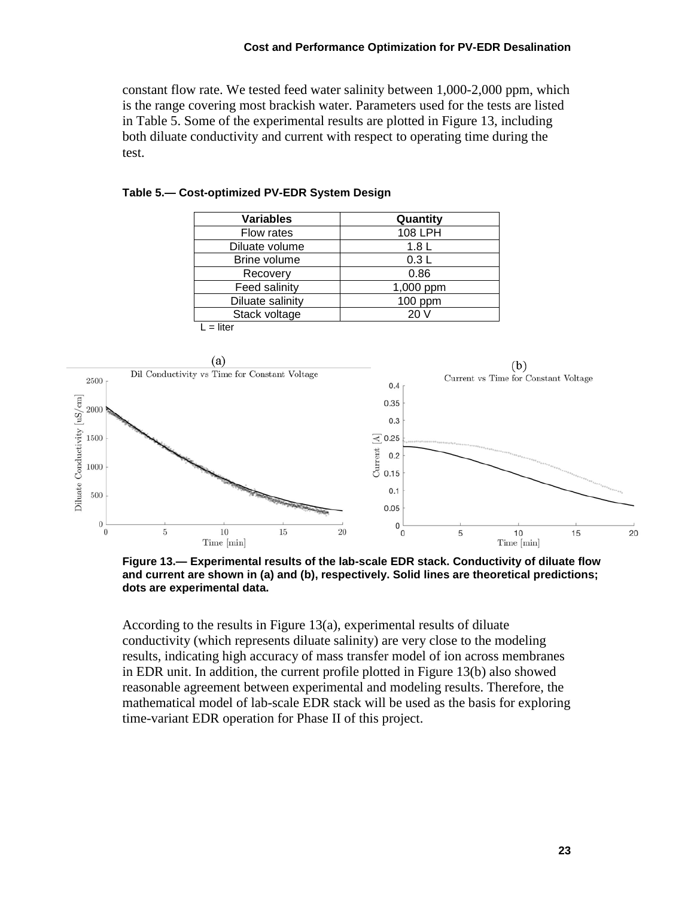constant flow rate. We tested feed water salinity between 1,000-2,000 ppm, which is the range covering most brackish water. Parameters used for the tests are listed in Table 5. Some of the experimental results are plotted in Figure 13, including both diluate conductivity and current with respect to operating time during the test.

**Table 5.— Cost-optimized PV-EDR System Design**

| Variables | Quantity |
|---|---|
| Flow rates | 108 LPH |
| Diluate volume | 1.8 L |
| Brine volume | 0.3 L |
| Recovery | 0.86 |
| Feed salinity | 1,000 ppm |
| Diluate salinity | 100 ppm |
| Stack voltage | 20 V |

L = liter

**Figure 13.— Experimental results of the lab-scale EDR stack. Conductivity of diluate flow and current are shown in (a) and (b), respectively. Solid lines are theoretical predictions; dots are experimental data.**

According to the results in Figure 13(a), experimental results of diluate conductivity (which represents diluate salinity) are very close to the modeling results, indicating high accuracy of mass transfer model of ion across membranes in EDR unit. In addition, the current profile plotted in Figure 13(b) also showed reasonable agreement between experimental and modeling results. Therefore, the mathematical model of lab-scale EDR stack will be used as the basis for exploring time-variant EDR operation for Phase II of this project.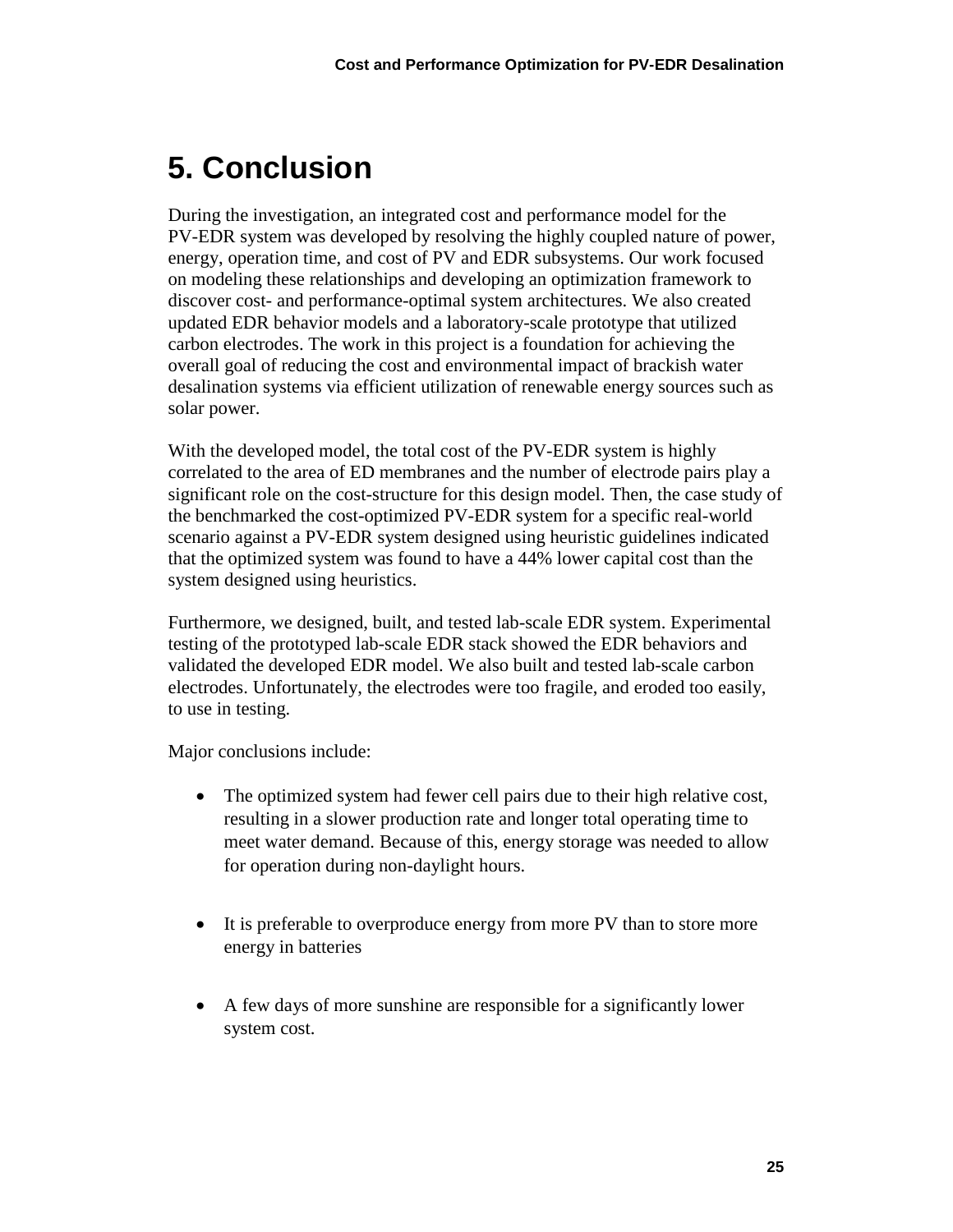# 5. Conclusion

During the investigation, an integrated cost and performance model for the PV-EDR system was developed by resolving the highly coupled nature of power, energy, operation time, and cost of PV and EDR subsystems. Our work focused on modeling these relationships and developing an optimization framework to discover cost- and performance-optimal system architectures. We also created updated EDR behavior models and a laboratory-scale prototype that utilized carbon electrodes. The work in this project is a foundation for achieving the overall goal of reducing the cost and environmental impact of brackish water desalination systems via efficient utilization of renewable energy sources such as solar power.

With the developed model, the total cost of the PV-EDR system is highly correlated to the area of ED membranes and the number of electrode pairs play a significant role on the cost-structure for this design model. Then, the case study of the benchmarked the cost-optimized PV-EDR system for a specific real-world scenario against a PV-EDR system designed using heuristic guidelines indicated that the optimized system was found to have a 44% lower capital cost than the system designed using heuristics.

Furthermore, we designed, built, and tested lab-scale EDR system. Experimental testing of the prototyped lab-scale EDR stack showed the EDR behaviors and validated the developed EDR model. We also built and tested lab-scale carbon electrodes. Unfortunately, the electrodes were too fragile, and eroded too easily, to use in testing.

Major conclusions include:

- The optimized system had fewer cell pairs due to their high relative cost, resulting in a slower production rate and longer total operating time to meet water demand. Because of this, energy storage was needed to allow for operation during non-daylight hours.

- It is preferable to overproduce energy from more PV than to store more energy in batteries

- A few days of more sunshine are responsible for a significantly lower system cost.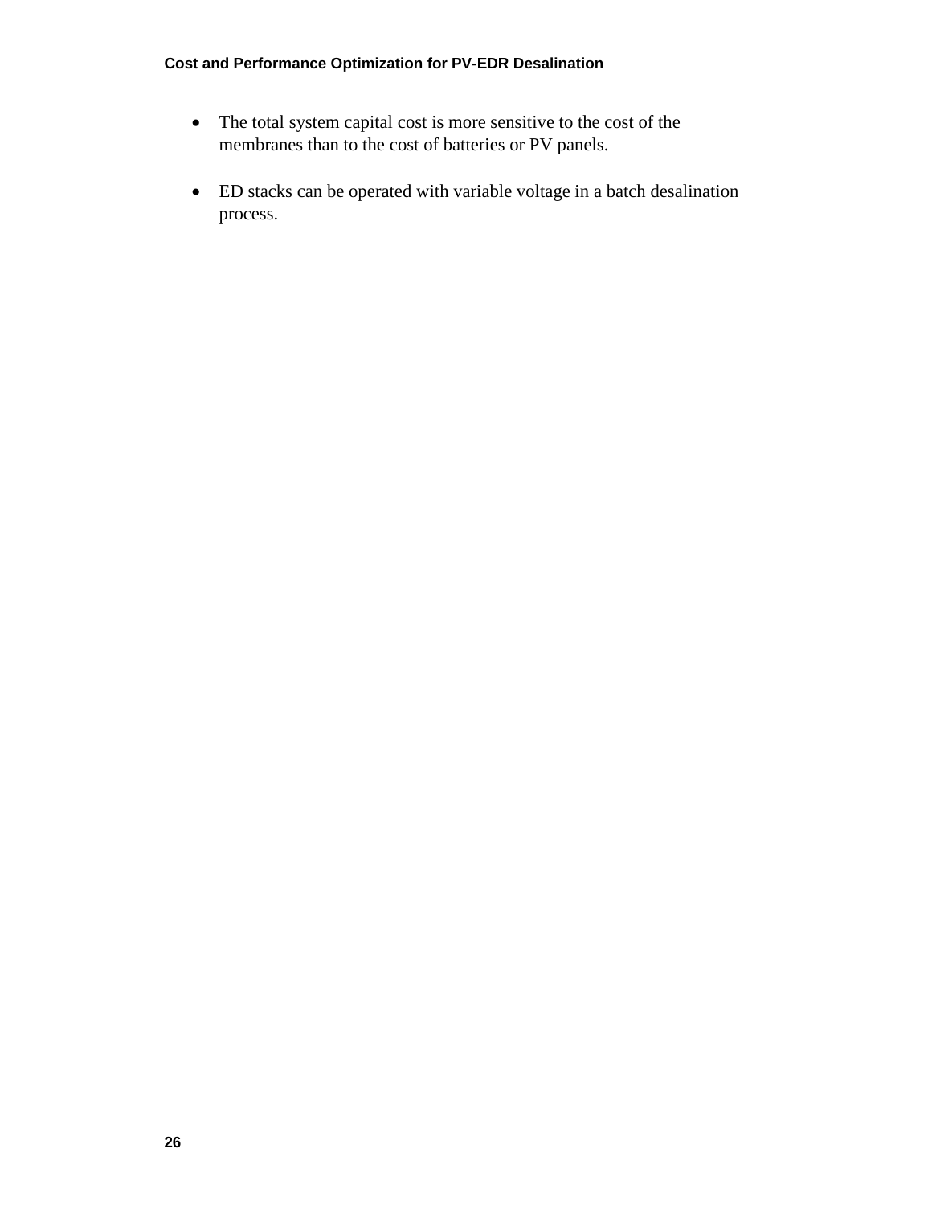- The total system capital cost is more sensitive to the cost of the membranes than to the cost of batteries or PV panels.

- ED stacks can be operated with variable voltage in a batch desalination process.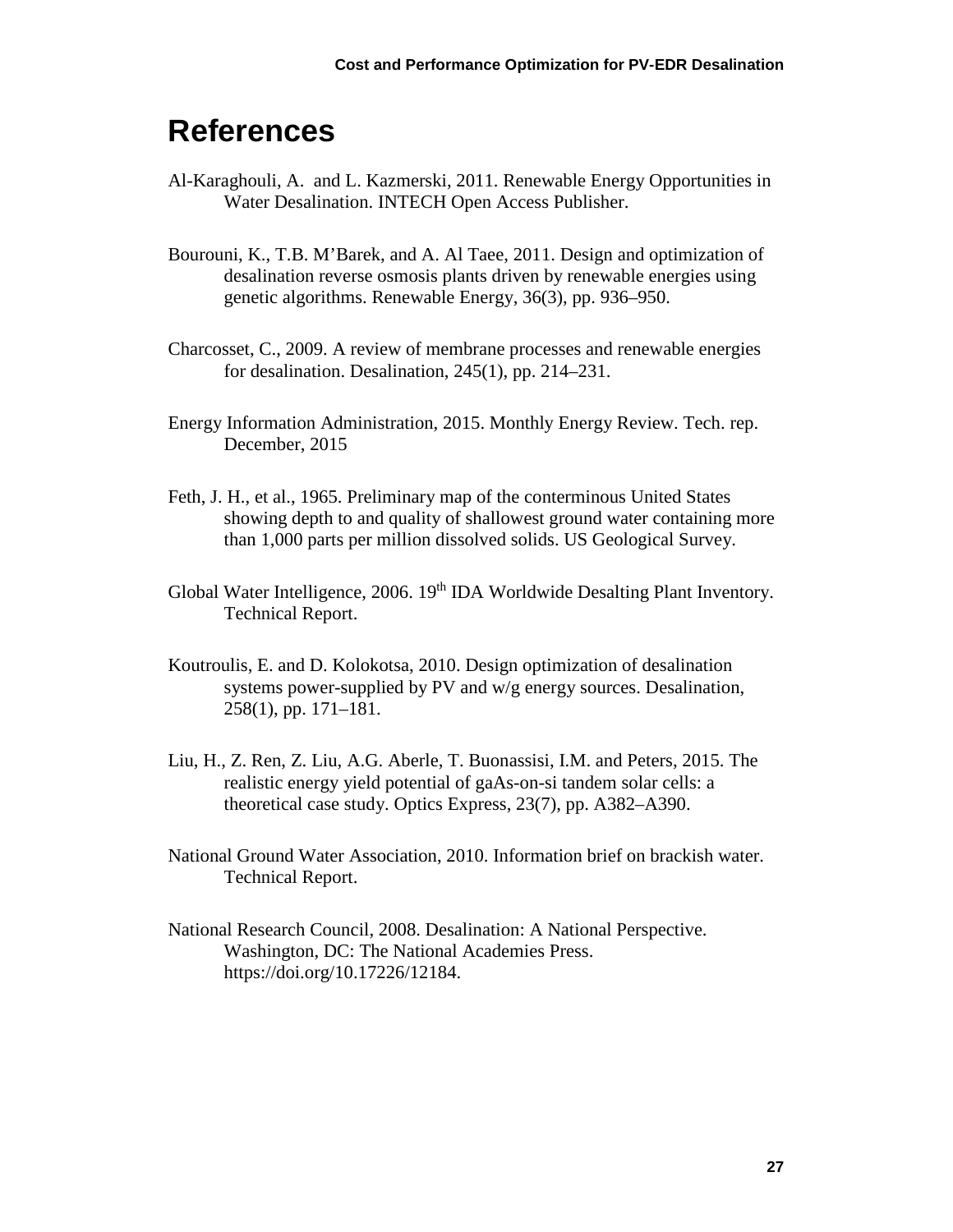# References

Al-Karaghouli, A. and L. Kazmerski, 2011. Renewable Energy Opportunities in Water Desalination. INTECH Open Access Publisher.

Bourouni, K., T.B. M'Barek, and A. Al Taee, 2011. Design and optimization of desalination reverse osmosis plants driven by renewable energies using genetic algorithms. Renewable Energy, 36(3), pp. 936–950.

Charcosset, C., 2009. A review of membrane processes and renewable energies for desalination. Desalination, 245(1), pp. 214–231.

Energy Information Administration, 2015. Monthly Energy Review. Tech. rep. December, 2015

Feth, J. H., et al., 1965. Preliminary map of the conterminous United States showing depth to and quality of shallowest ground water containing more than 1,000 parts per million dissolved solids. US Geological Survey.

Global Water Intelligence, 2006. 19th IDA Worldwide Desalting Plant Inventory. Technical Report.

Koutroulis, E. and D. Kolokotsa, 2010. Design optimization of desalination systems power-supplied by PV and w/g energy sources. Desalination, 258(1), pp. 171–181.

Liu, H., Z. Ren, Z. Liu, A.G. Aberle, T. Buonassisi, I.M. and Peters, 2015. The realistic energy yield potential of gaAs-on-si tandem solar cells: a theoretical case study. Optics Express, 23(7), pp. A382–A390.

National Ground Water Association, 2010. Information brief on brackish water. Technical Report.

National Research Council, 2008. Desalination: A National Perspective. Washington, DC: The National Academies Press. https://doi.org/10.17226/12184.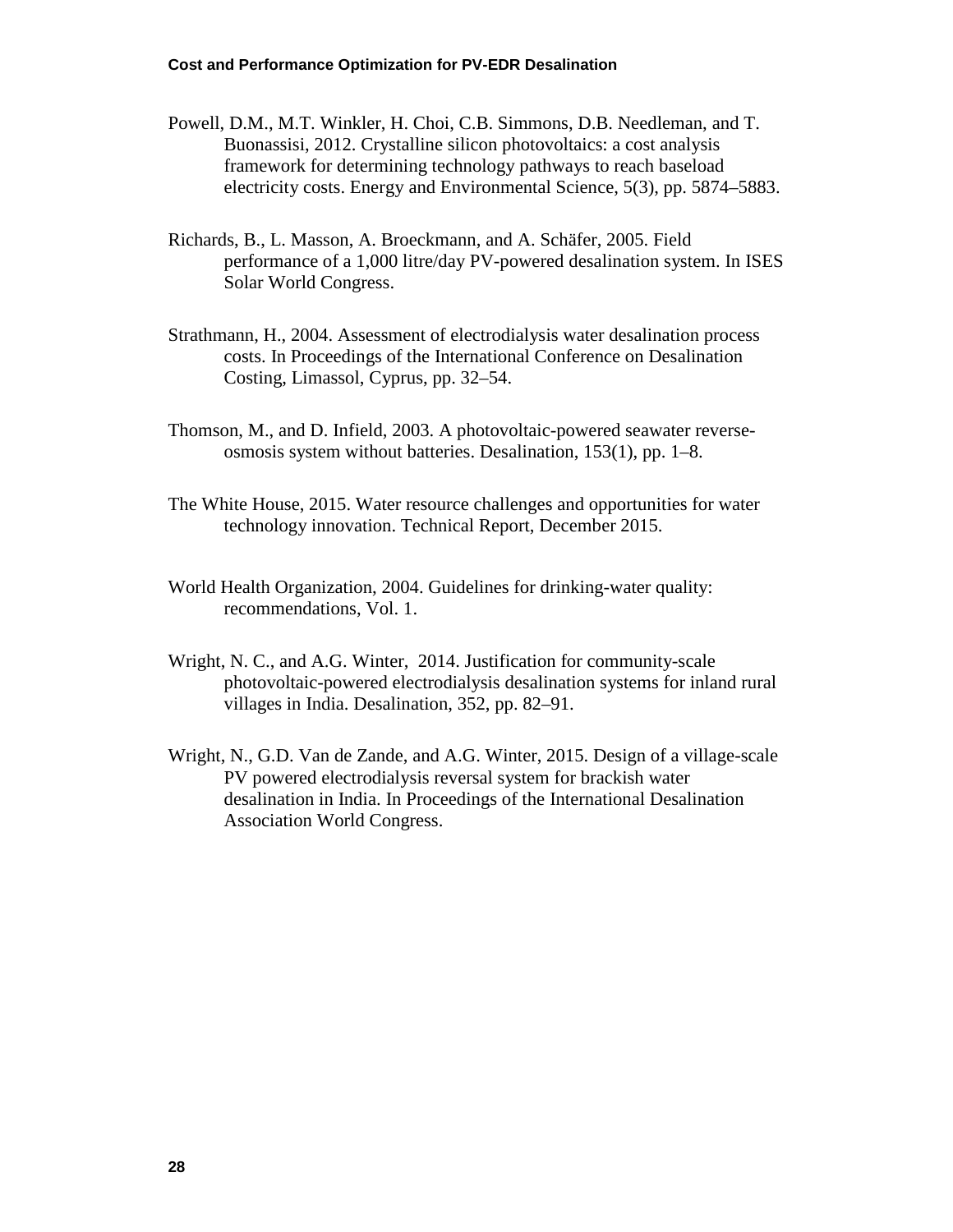Powell, D.M., M.T. Winkler, H. Choi, C.B. Simmons, D.B. Needleman, and T. Buonassisi, 2012. Crystalline silicon photovoltaics: a cost analysis framework for determining technology pathways to reach baseload electricity costs. Energy and Environmental Science, 5(3), pp. 5874–5883.

Richards, B., L. Masson, A. Broeckmann, and A. Schäfer, 2005. Field performance of a 1,000 litre/day PV-powered desalination system. In ISES Solar World Congress.

Strathmann, H., 2004. Assessment of electrodialysis water desalination process costs. In Proceedings of the International Conference on Desalination Costing, Limassol, Cyprus, pp. 32–54.

Thomson, M., and D. Infield, 2003. A photovoltaic-powered seawater reverse-osmosis system without batteries. Desalination, 153(1), pp. 1–8.

The White House, 2015. Water resource challenges and opportunities for water technology innovation. Technical Report, December 2015.

World Health Organization, 2004. Guidelines for drinking-water quality: recommendations, Vol. 1.

Wright, N. C., and A.G. Winter, 2014. Justification for community-scale photovoltaic-powered electrodialysis desalination systems for inland rural villages in India. Desalination, 352, pp. 82–91.

Wright, N., G.D. Van de Zande, and A.G. Winter, 2015. Design of a village-scale PV powered electrodialysis reversal system for brackish water desalination in India. In Proceedings of the International Desalination Association World Congress.